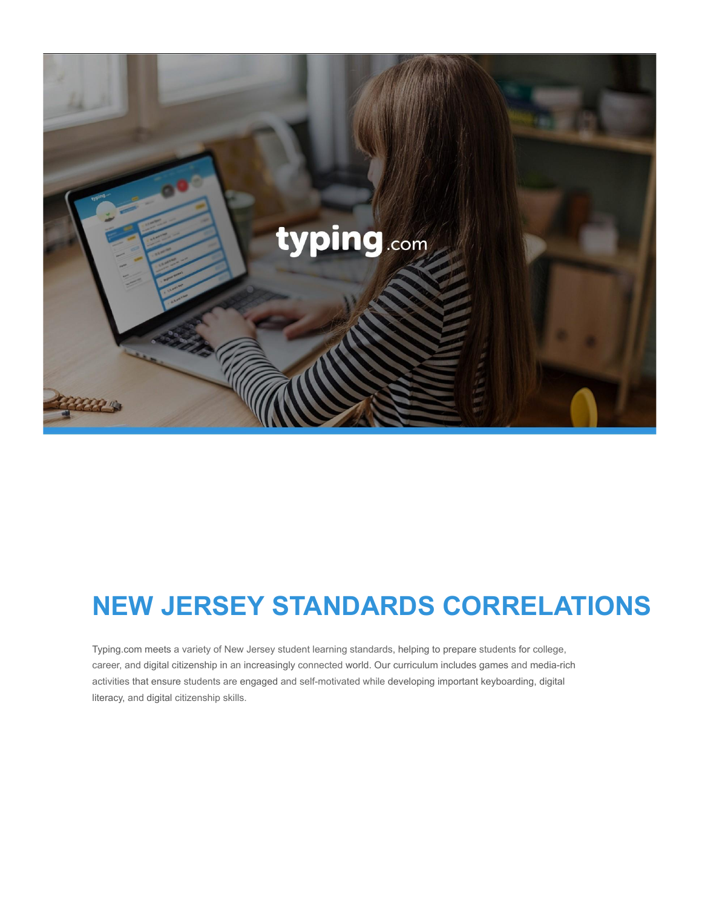# NEW JERSEY STANDARDS CORRELATIONS

Typing.com meets a variety of New Jersey student learning standards, helping to prepare students for college, career, and digital citizenship in an increasingly connected world. Our curriculum includes games and media-rich activities that ensure students are engaged and self-motivated while developing important keyboarding, digital literacy, and digital citizenship skills.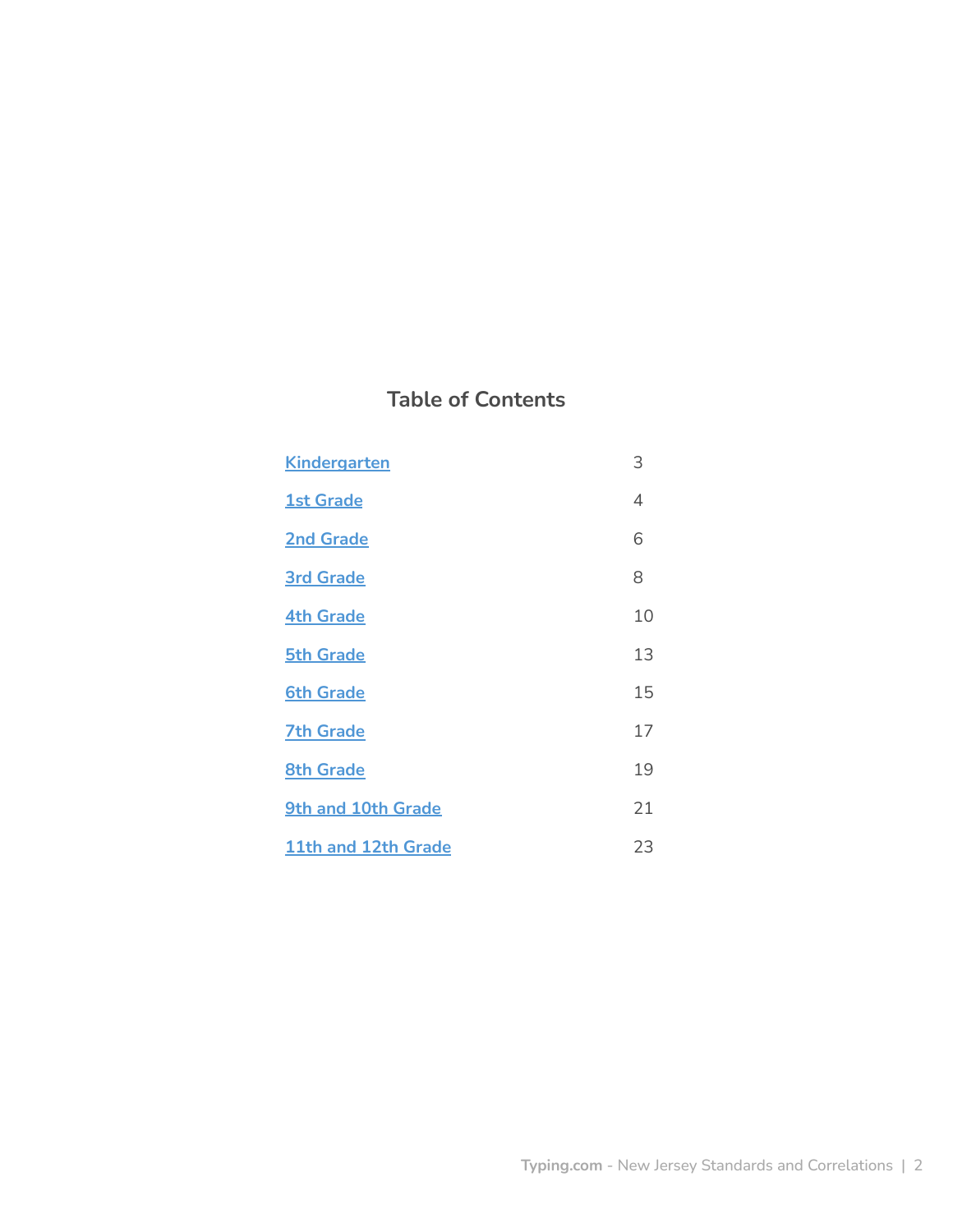## Table of Contents

| | |
|---|---|
| Kindergarten | 3 |
| 1st Grade | 4 |
| 2nd Grade | 6 |
| 3rd Grade | 8 |
| 4th Grade | 10 |
| 5th Grade | 13 |
| 6th Grade | 15 |
| 7th Grade | 17 |
| 8th Grade | 19 |
| 9th and 10th Grade | 21 |
| 11th and 12th Grade | 23 |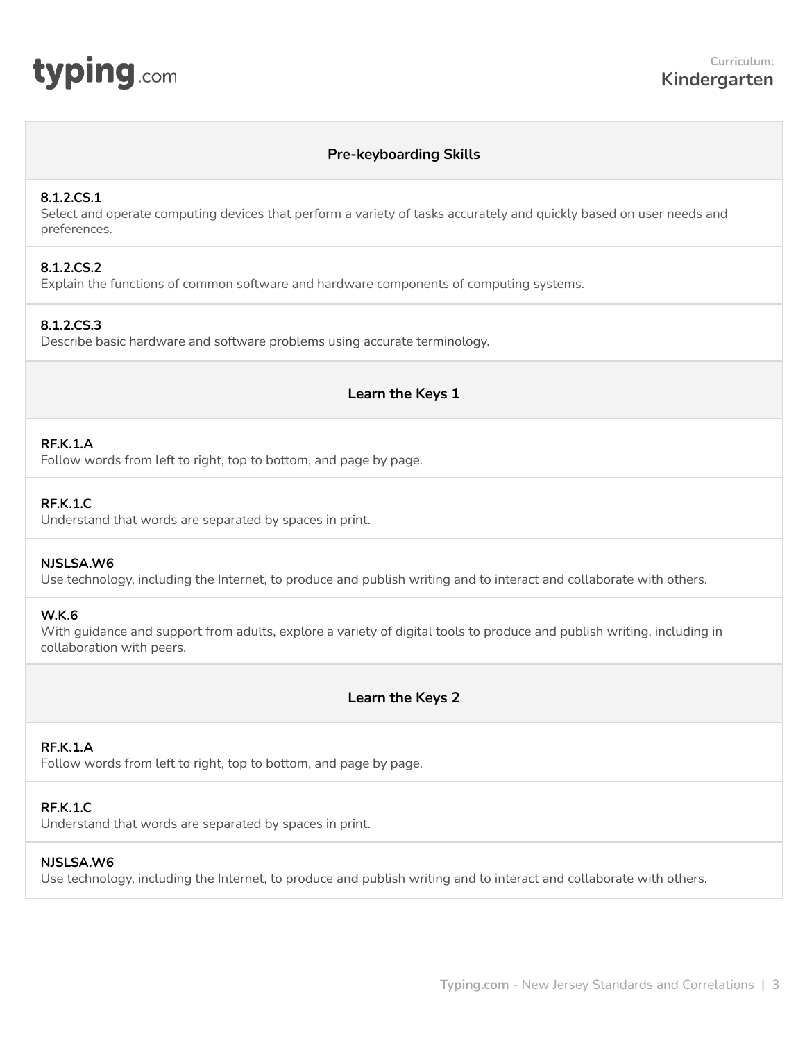## Pre-keyboarding Skills

**8.1.2.CS.1**
Select and operate computing devices that perform a variety of tasks accurately and quickly based on user needs and preferences.

**8.1.2.CS.2**
Explain the functions of common software and hardware components of computing systems.

**8.1.2.CS.3**
Describe basic hardware and software problems using accurate terminology.

## Learn the Keys 1

**RF.K.1.A**
Follow words from left to right, top to bottom, and page by page.

**RF.K.1.C**
Understand that words are separated by spaces in print.

**NJSLSA.W6**
Use technology, including the Internet, to produce and publish writing and to interact and collaborate with others.

**W.K.6**
With guidance and support from adults, explore a variety of digital tools to produce and publish writing, including in collaboration with peers.

## Learn the Keys 2

**RF.K.1.A**
Follow words from left to right, top to bottom, and page by page.

**RF.K.1.C**
Understand that words are separated by spaces in print.

**NJSLSA.W6**
Use technology, including the Internet, to produce and publish writing and to interact and collaborate with others.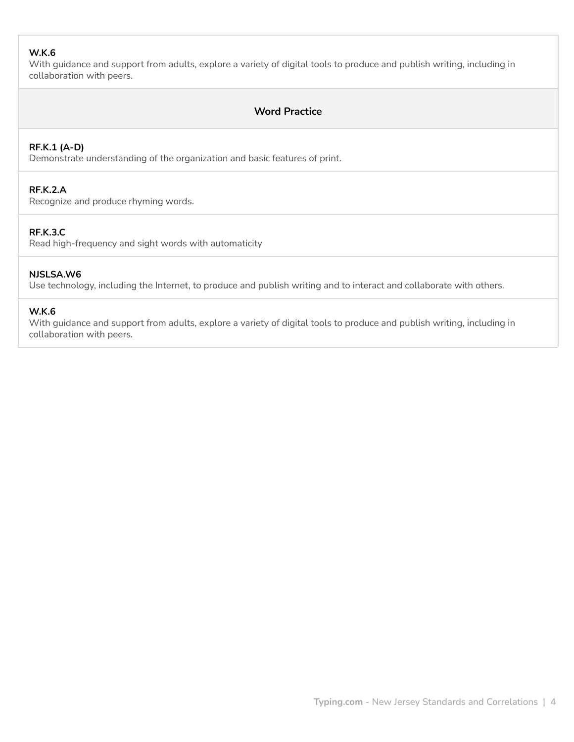**W.K.6**
With guidance and support from adults, explore a variety of digital tools to produce and publish writing, including in collaboration with peers.

### Word Practice

**RF.K.1 (A-D)**
Demonstrate understanding of the organization and basic features of print.

**RF.K.2.A**
Recognize and produce rhyming words.

**RF.K.3.C**
Read high-frequency and sight words with automaticity

**NJSLSA.W6**
Use technology, including the Internet, to produce and publish writing and to interact and collaborate with others.

**W.K.6**
With guidance and support from adults, explore a variety of digital tools to produce and publish writing, including in collaboration with peers.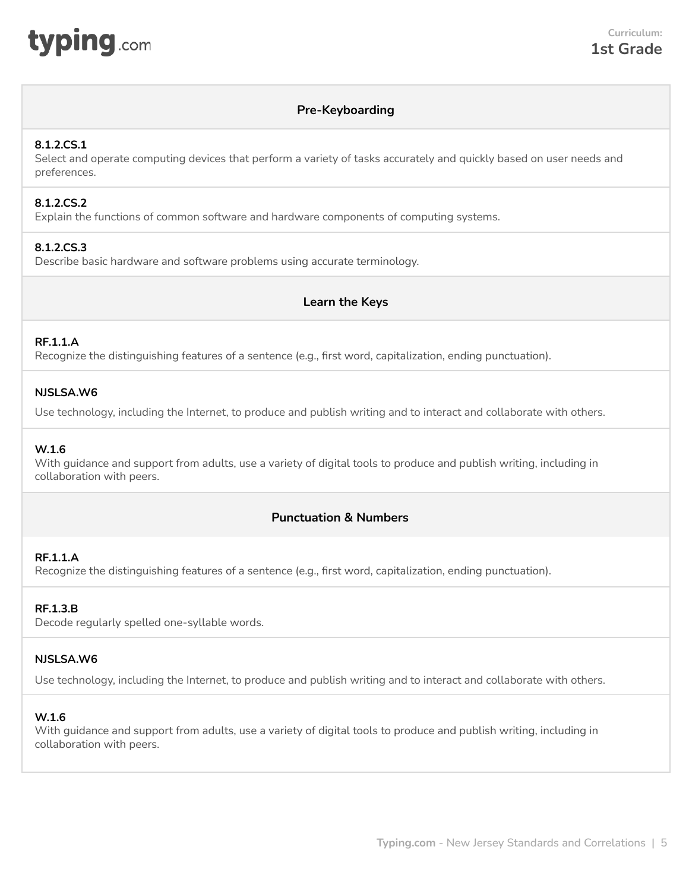**Curriculum:**
**1st Grade**

## Pre-Keyboarding

**8.1.2.CS.1**
Select and operate computing devices that perform a variety of tasks accurately and quickly based on user needs and preferences.

**8.1.2.CS.2**
Explain the functions of common software and hardware components of computing systems.

**8.1.2.CS.3**
Describe basic hardware and software problems using accurate terminology.

## Learn the Keys

**RF.1.1.A**
Recognize the distinguishing features of a sentence (e.g., first word, capitalization, ending punctuation).

**NJSLSA.W6**

Use technology, including the Internet, to produce and publish writing and to interact and collaborate with others.

**W.1.6**
With guidance and support from adults, use a variety of digital tools to produce and publish writing, including in collaboration with peers.

## Punctuation & Numbers

**RF.1.1.A**
Recognize the distinguishing features of a sentence (e.g., first word, capitalization, ending punctuation).

**RF.1.3.B**
Decode regularly spelled one-syllable words.

**NJSLSA.W6**

Use technology, including the Internet, to produce and publish writing and to interact and collaborate with others.

**W.1.6**
With guidance and support from adults, use a variety of digital tools to produce and publish writing, including in collaboration with peers.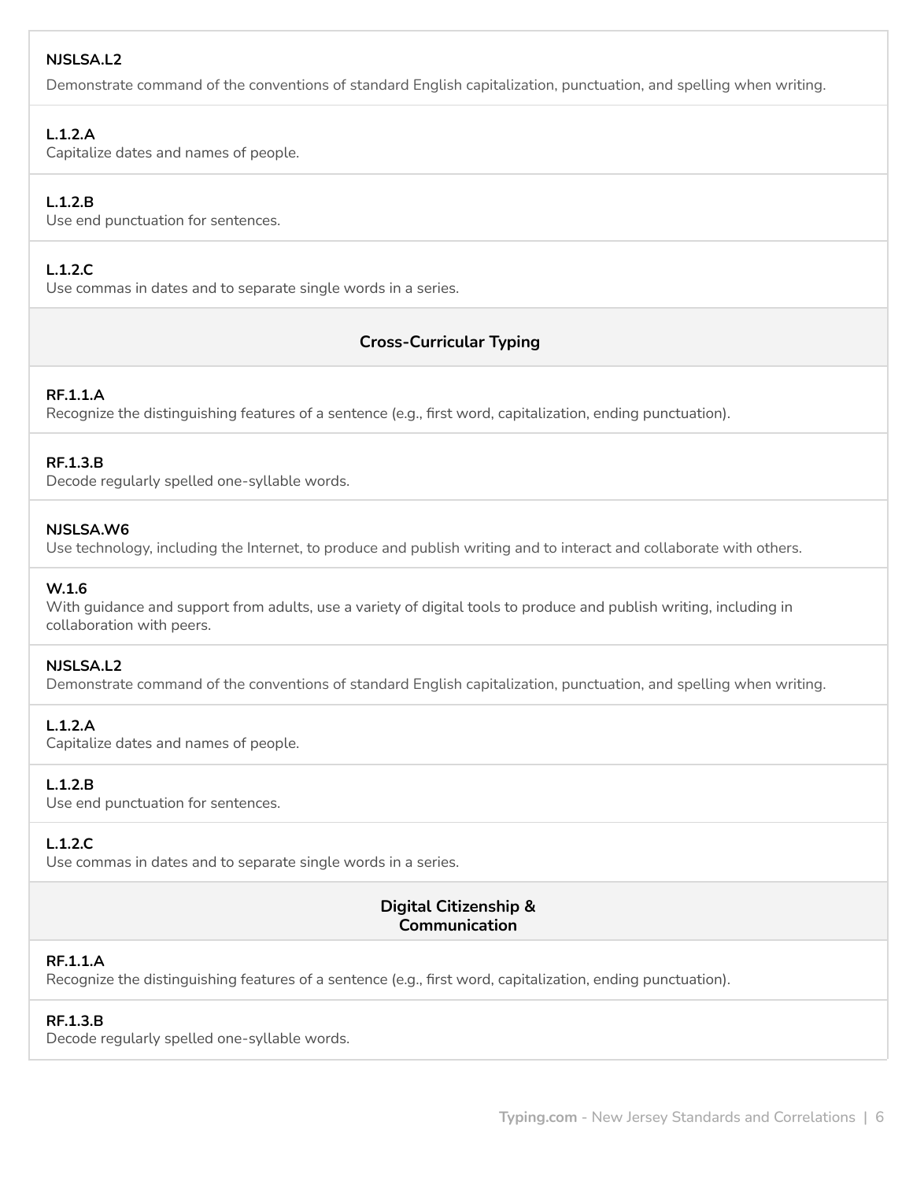**NJSLSA.L2**
Demonstrate command of the conventions of standard English capitalization, punctuation, and spelling when writing.

**L.1.2.A**
Capitalize dates and names of people.

**L.1.2.B**
Use end punctuation for sentences.

**L.1.2.C**
Use commas in dates and to separate single words in a series.

### Cross-Curricular Typing

**RF.1.1.A**
Recognize the distinguishing features of a sentence (e.g., first word, capitalization, ending punctuation).

**RF.1.3.B**
Decode regularly spelled one-syllable words.

**NJSLSA.W6**
Use technology, including the Internet, to produce and publish writing and to interact and collaborate with others.

**W.1.6**
With guidance and support from adults, use a variety of digital tools to produce and publish writing, including in collaboration with peers.

**NJSLSA.L2**
Demonstrate command of the conventions of standard English capitalization, punctuation, and spelling when writing.

**L.1.2.A**
Capitalize dates and names of people.

**L.1.2.B**
Use end punctuation for sentences.

**L.1.2.C**
Use commas in dates and to separate single words in a series.

### Digital Citizenship & Communication

**RF.1.1.A**
Recognize the distinguishing features of a sentence (e.g., first word, capitalization, ending punctuation).

**RF.1.3.B**
Decode regularly spelled one-syllable words.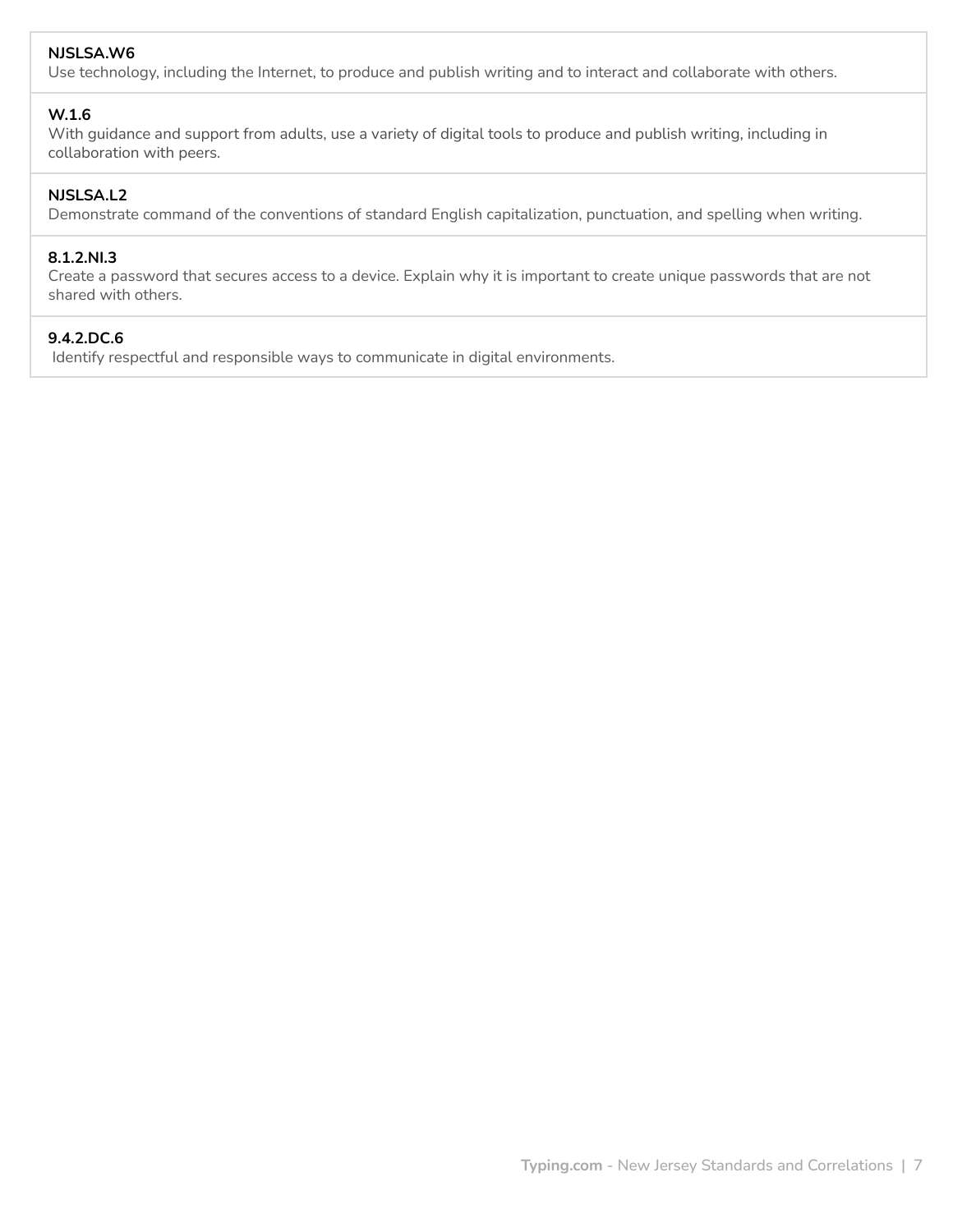**NJSLSA.W6**
Use technology, including the Internet, to produce and publish writing and to interact and collaborate with others.

**W.1.6**
With guidance and support from adults, use a variety of digital tools to produce and publish writing, including in collaboration with peers.

**NJSLSA.L2**
Demonstrate command of the conventions of standard English capitalization, punctuation, and spelling when writing.

**8.1.2.NI.3**
Create a password that secures access to a device. Explain why it is important to create unique passwords that are not shared with others.

**9.4.2.DC.6**
Identify respectful and responsible ways to communicate in digital environments.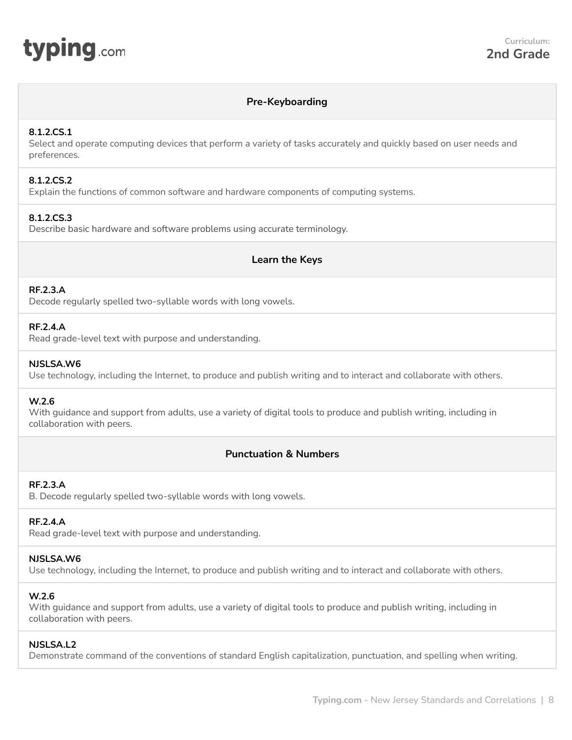Curriculum:
**2nd Grade**

## Pre-Keyboarding

**8.1.2.CS.1**
Select and operate computing devices that perform a variety of tasks accurately and quickly based on user needs and preferences.

**8.1.2.CS.2**
Explain the functions of common software and hardware components of computing systems.

**8.1.2.CS.3**
Describe basic hardware and software problems using accurate terminology.

## Learn the Keys

**RF.2.3.A**
Decode regularly spelled two-syllable words with long vowels.

**RF.2.4.A**
Read grade-level text with purpose and understanding.

**NJSLSA.W6**
Use technology, including the Internet, to produce and publish writing and to interact and collaborate with others.

**W.2.6**
With guidance and support from adults, use a variety of digital tools to produce and publish writing, including in collaboration with peers.

## Punctuation & Numbers

**RF.2.3.A**
B. Decode regularly spelled two-syllable words with long vowels.

**RF.2.4.A**
Read grade-level text with purpose and understanding.

**NJSLSA.W6**
Use technology, including the Internet, to produce and publish writing and to interact and collaborate with others.

**W.2.6**
With guidance and support from adults, use a variety of digital tools to produce and publish writing, including in collaboration with peers.

**NJSLSA.L2**
Demonstrate command of the conventions of standard English capitalization, punctuation, and spelling when writing.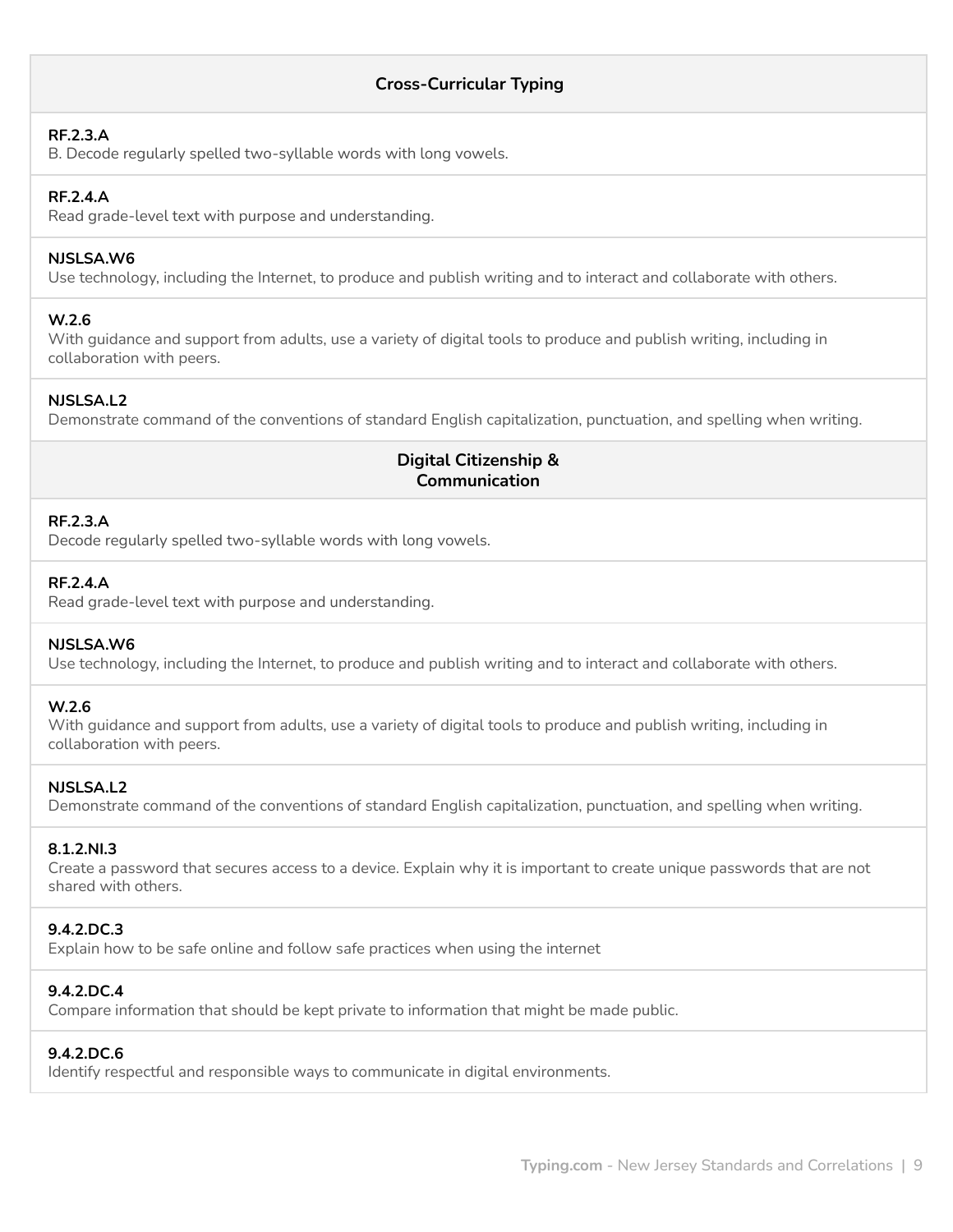## Cross-Curricular Typing

**RF.2.3.A**
B. Decode regularly spelled two-syllable words with long vowels.

**RF.2.4.A**
Read grade-level text with purpose and understanding.

**NJSLSA.W6**
Use technology, including the Internet, to produce and publish writing and to interact and collaborate with others.

**W.2.6**
With guidance and support from adults, use a variety of digital tools to produce and publish writing, including in collaboration with peers.

**NJSLSA.L2**
Demonstrate command of the conventions of standard English capitalization, punctuation, and spelling when writing.

## Digital Citizenship & Communication

**RF.2.3.A**
Decode regularly spelled two-syllable words with long vowels.

**RF.2.4.A**
Read grade-level text with purpose and understanding.

**NJSLSA.W6**
Use technology, including the Internet, to produce and publish writing and to interact and collaborate with others.

**W.2.6**
With guidance and support from adults, use a variety of digital tools to produce and publish writing, including in collaboration with peers.

**NJSLSA.L2**
Demonstrate command of the conventions of standard English capitalization, punctuation, and spelling when writing.

**8.1.2.NI.3**
Create a password that secures access to a device. Explain why it is important to create unique passwords that are not shared with others.

**9.4.2.DC.3**
Explain how to be safe online and follow safe practices when using the internet

**9.4.2.DC.4**
Compare information that should be kept private to information that might be made public.

**9.4.2.DC.6**
Identify respectful and responsible ways to communicate in digital environments.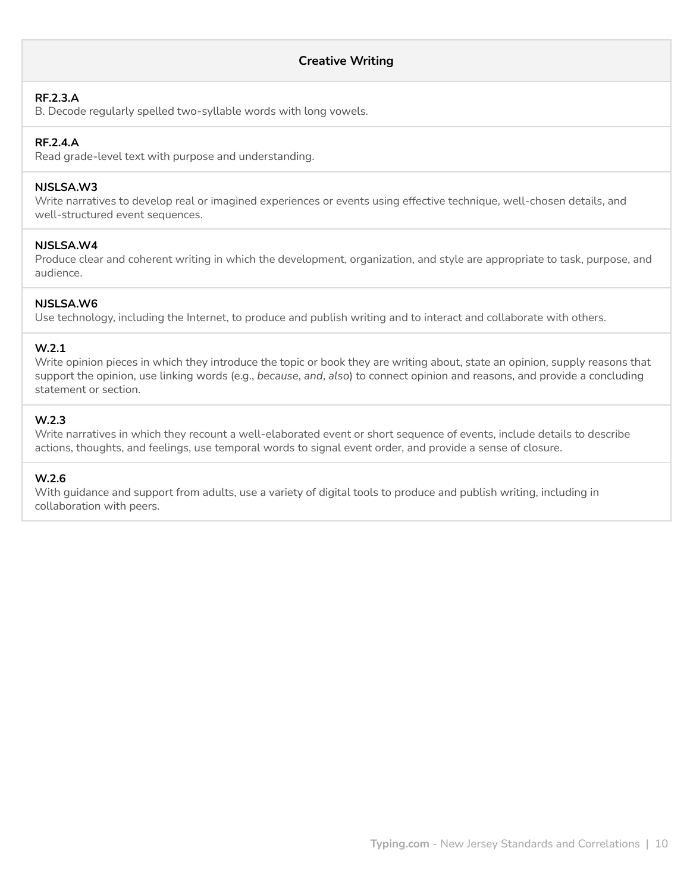| Creative Writing |
| --- |
| **RF.2.3.A**<br>B. Decode regularly spelled two-syllable words with long vowels. |
| **RF.2.4.A**<br>Read grade-level text with purpose and understanding. |
| **NJSLSA.W3**<br>Write narratives to develop real or imagined experiences or events using effective technique, well-chosen details, and well-structured event sequences. |
| **NJSLSA.W4**<br>Produce clear and coherent writing in which the development, organization, and style are appropriate to task, purpose, and audience. |
| **NJSLSA.W6**<br>Use technology, including the Internet, to produce and publish writing and to interact and collaborate with others. |
| **W.2.1**<br>Write opinion pieces in which they introduce the topic or book they are writing about, state an opinion, supply reasons that support the opinion, use linking words (e.g., *because*, *and*, *also*) to connect opinion and reasons, and provide a concluding statement or section. |
| **W.2.3**<br>Write narratives in which they recount a well-elaborated event or short sequence of events, include details to describe actions, thoughts, and feelings, use temporal words to signal event order, and provide a sense of closure. |
| **W.2.6**<br>With guidance and support from adults, use a variety of digital tools to produce and publish writing, including in collaboration with peers. |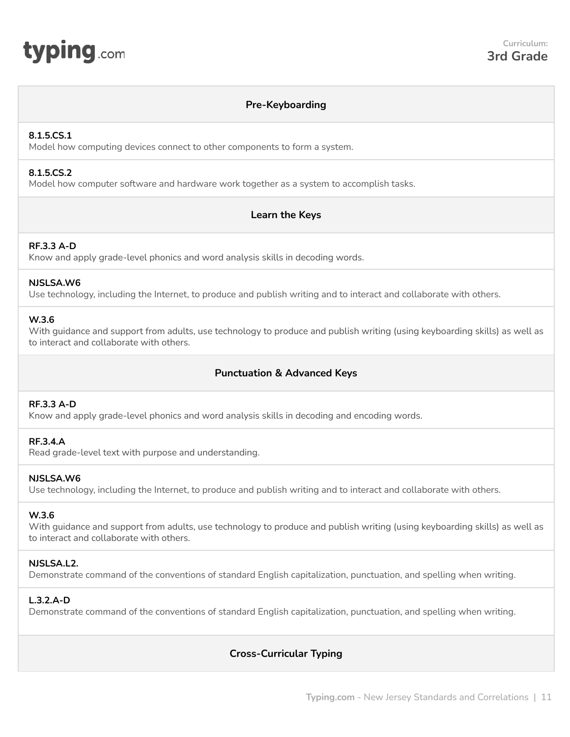**Curriculum:**
**3rd Grade**

## Pre-Keyboarding

**8.1.5.CS.1**
Model how computing devices connect to other components to form a system.

**8.1.5.CS.2**
Model how computer software and hardware work together as a system to accomplish tasks.

## Learn the Keys

**RF.3.3 A-D**
Know and apply grade-level phonics and word analysis skills in decoding words.

**NJSLSA.W6**
Use technology, including the Internet, to produce and publish writing and to interact and collaborate with others.

**W.3.6**
With guidance and support from adults, use technology to produce and publish writing (using keyboarding skills) as well as to interact and collaborate with others.

## Punctuation & Advanced Keys

**RF.3.3 A-D**
Know and apply grade-level phonics and word analysis skills in decoding and encoding words.

**RF.3.4.A**
Read grade-level text with purpose and understanding.

**NJSLSA.W6**
Use technology, including the Internet, to produce and publish writing and to interact and collaborate with others.

**W.3.6**
With guidance and support from adults, use technology to produce and publish writing (using keyboarding skills) as well as to interact and collaborate with others.

**NJSLSA.L2.**
Demonstrate command of the conventions of standard English capitalization, punctuation, and spelling when writing.

**L.3.2.A-D**
Demonstrate command of the conventions of standard English capitalization, punctuation, and spelling when writing.

## Cross-Curricular Typing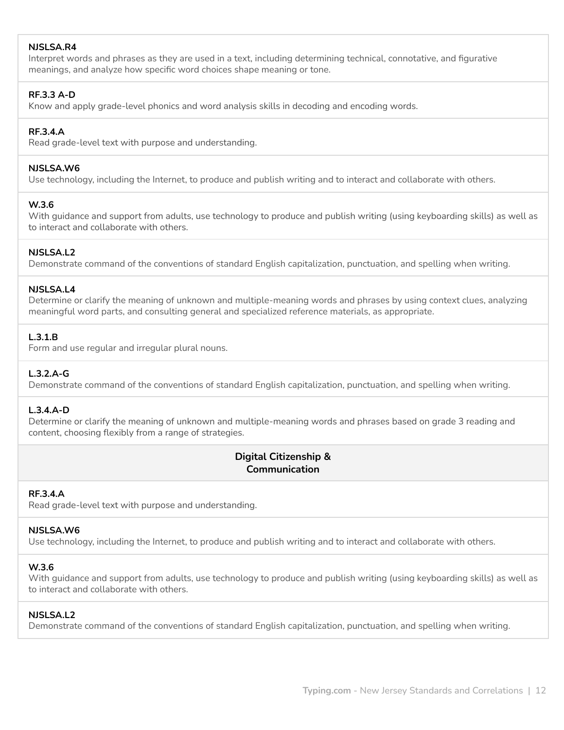**NJSLSA.R4**
Interpret words and phrases as they are used in a text, including determining technical, connotative, and figurative meanings, and analyze how specific word choices shape meaning or tone.

**RF.3.3 A-D**
Know and apply grade-level phonics and word analysis skills in decoding and encoding words.

**RF.3.4.A**
Read grade-level text with purpose and understanding.

**NJSLSA.W6**
Use technology, including the Internet, to produce and publish writing and to interact and collaborate with others.

**W.3.6**
With guidance and support from adults, use technology to produce and publish writing (using keyboarding skills) as well as to interact and collaborate with others.

**NJSLSA.L2**
Demonstrate command of the conventions of standard English capitalization, punctuation, and spelling when writing.

**NJSLSA.L4**
Determine or clarify the meaning of unknown and multiple-meaning words and phrases by using context clues, analyzing meaningful word parts, and consulting general and specialized reference materials, as appropriate.

**L.3.1.B**
Form and use regular and irregular plural nouns.

**L.3.2.A-G**
Demonstrate command of the conventions of standard English capitalization, punctuation, and spelling when writing.

**L.3.4.A-D**
Determine or clarify the meaning of unknown and multiple-meaning words and phrases based on grade 3 reading and content, choosing flexibly from a range of strategies.

## Digital Citizenship & Communication

**RF.3.4.A**
Read grade-level text with purpose and understanding.

**NJSLSA.W6**
Use technology, including the Internet, to produce and publish writing and to interact and collaborate with others.

**W.3.6**
With guidance and support from adults, use technology to produce and publish writing (using keyboarding skills) as well as to interact and collaborate with others.

**NJSLSA.L2**
Demonstrate command of the conventions of standard English capitalization, punctuation, and spelling when writing.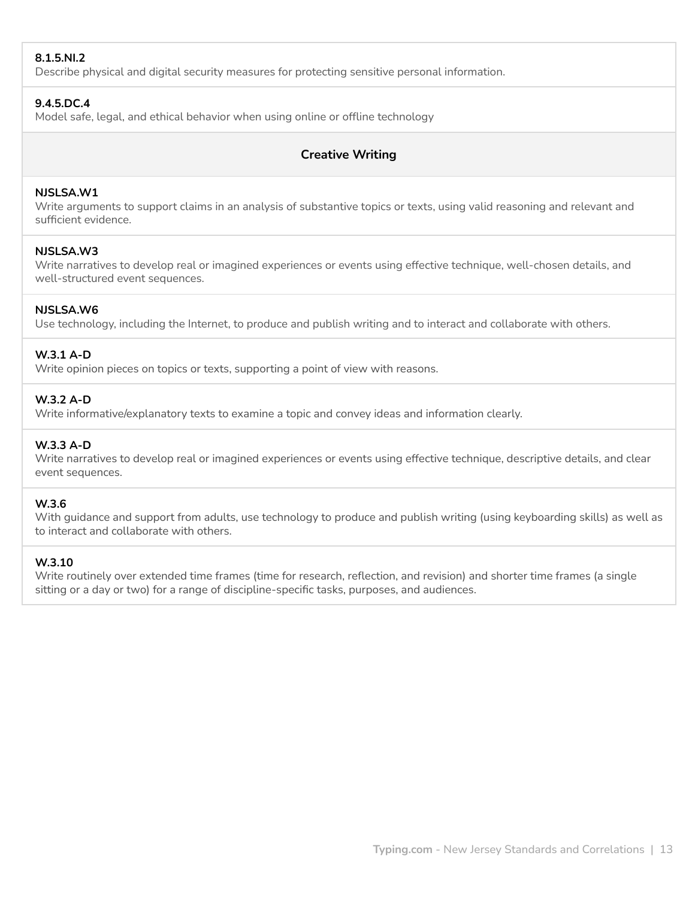**8.1.5.NI.2**
Describe physical and digital security measures for protecting sensitive personal information.

**9.4.5.DC.4**
Model safe, legal, and ethical behavior when using online or offline technology

## Creative Writing

**NJSLSA.W1**
Write arguments to support claims in an analysis of substantive topics or texts, using valid reasoning and relevant and sufficient evidence.

**NJSLSA.W3**
Write narratives to develop real or imagined experiences or events using effective technique, well-chosen details, and well-structured event sequences.

**NJSLSA.W6**
Use technology, including the Internet, to produce and publish writing and to interact and collaborate with others.

**W.3.1 A-D**
Write opinion pieces on topics or texts, supporting a point of view with reasons.

**W.3.2 A-D**
Write informative/explanatory texts to examine a topic and convey ideas and information clearly.

**W.3.3 A-D**
Write narratives to develop real or imagined experiences or events using effective technique, descriptive details, and clear event sequences.

**W.3.6**
With guidance and support from adults, use technology to produce and publish writing (using keyboarding skills) as well as to interact and collaborate with others.

**W.3.10**
Write routinely over extended time frames (time for research, reflection, and revision) and shorter time frames (a single sitting or a day or two) for a range of discipline-specific tasks, purposes, and audiences.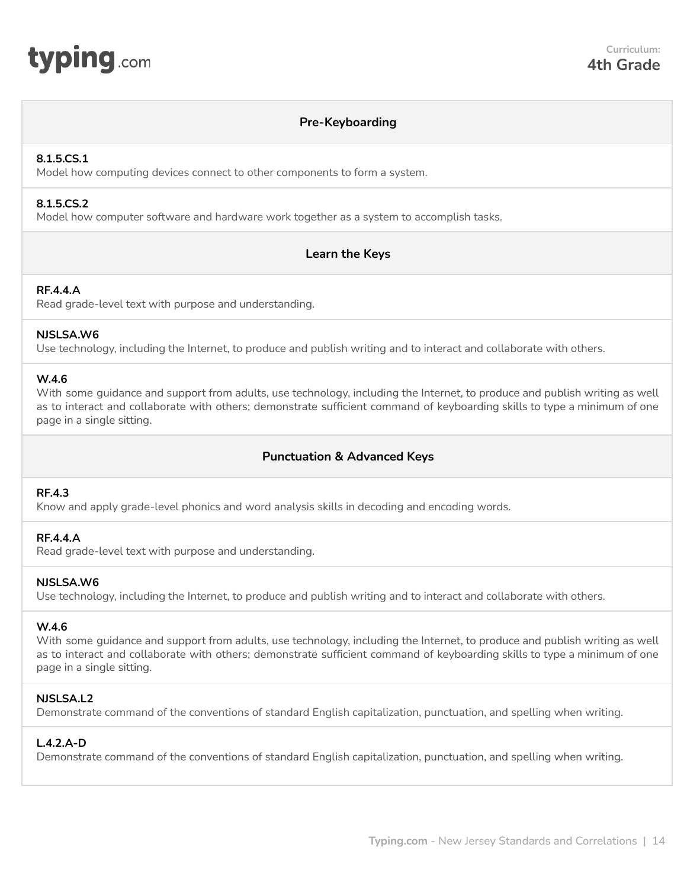**Curriculum:**
**4th Grade**

## Pre-Keyboarding

**8.1.5.CS.1**
Model how computing devices connect to other components to form a system.

**8.1.5.CS.2**
Model how computer software and hardware work together as a system to accomplish tasks.

## Learn the Keys

**RF.4.4.A**
Read grade-level text with purpose and understanding.

**NJSLSA.W6**
Use technology, including the Internet, to produce and publish writing and to interact and collaborate with others.

**W.4.6**
With some guidance and support from adults, use technology, including the Internet, to produce and publish writing as well as to interact and collaborate with others; demonstrate sufficient command of keyboarding skills to type a minimum of one page in a single sitting.

## Punctuation & Advanced Keys

**RF.4.3**
Know and apply grade-level phonics and word analysis skills in decoding and encoding words.

**RF.4.4.A**
Read grade-level text with purpose and understanding.

**NJSLSA.W6**
Use technology, including the Internet, to produce and publish writing and to interact and collaborate with others.

**W.4.6**
With some guidance and support from adults, use technology, including the Internet, to produce and publish writing as well as to interact and collaborate with others; demonstrate sufficient command of keyboarding skills to type a minimum of one page in a single sitting.

**NJSLSA.L2**
Demonstrate command of the conventions of standard English capitalization, punctuation, and spelling when writing.

**L.4.2.A-D**
Demonstrate command of the conventions of standard English capitalization, punctuation, and spelling when writing.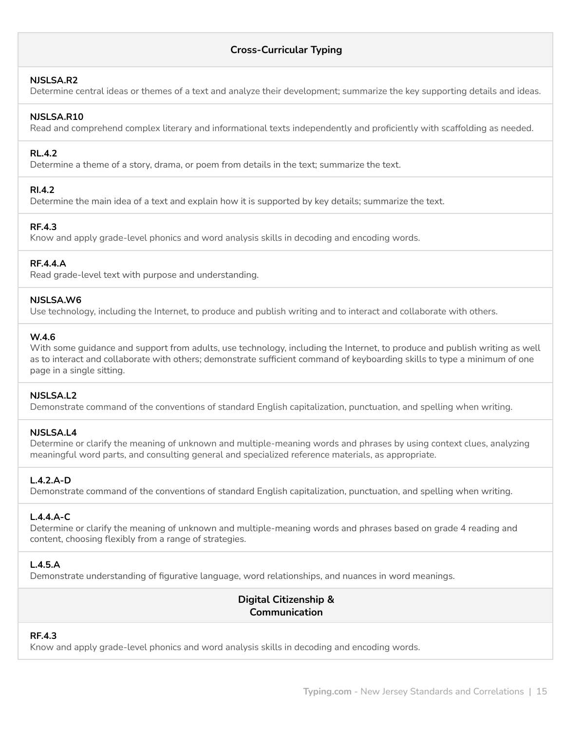| Cross-Curricular Typing |
| --- |
| **NJSLSA.R2**<br>Determine central ideas or themes of a text and analyze their development; summarize the key supporting details and ideas. |
| **NJSLSA.R10**<br>Read and comprehend complex literary and informational texts independently and proficiently with scaffolding as needed. |
| **RL.4.2**<br>Determine a theme of a story, drama, or poem from details in the text; summarize the text. |
| **RI.4.2**<br>Determine the main idea of a text and explain how it is supported by key details; summarize the text. |
| **RF.4.3**<br>Know and apply grade-level phonics and word analysis skills in decoding and encoding words. |
| **RF.4.4.A**<br>Read grade-level text with purpose and understanding. |
| **NJSLSA.W6**<br>Use technology, including the Internet, to produce and publish writing and to interact and collaborate with others. |
| **W.4.6**<br>With some guidance and support from adults, use technology, including the Internet, to produce and publish writing as well as to interact and collaborate with others; demonstrate sufficient command of keyboarding skills to type a minimum of one page in a single sitting. |
| **NJSLSA.L2**<br>Demonstrate command of the conventions of standard English capitalization, punctuation, and spelling when writing. |
| **NJSLSA.L4**<br>Determine or clarify the meaning of unknown and multiple-meaning words and phrases by using context clues, analyzing meaningful word parts, and consulting general and specialized reference materials, as appropriate. |
| **L.4.2.A-D**<br>Demonstrate command of the conventions of standard English capitalization, punctuation, and spelling when writing. |
| **L.4.4.A-C**<br>Determine or clarify the meaning of unknown and multiple-meaning words and phrases based on grade 4 reading and content, choosing flexibly from a range of strategies. |
| **L.4.5.A**<br>Demonstrate understanding of figurative language, word relationships, and nuances in word meanings. |
| **Digital Citizenship & Communication** |
| **RF.4.3**<br>Know and apply grade-level phonics and word analysis skills in decoding and encoding words. |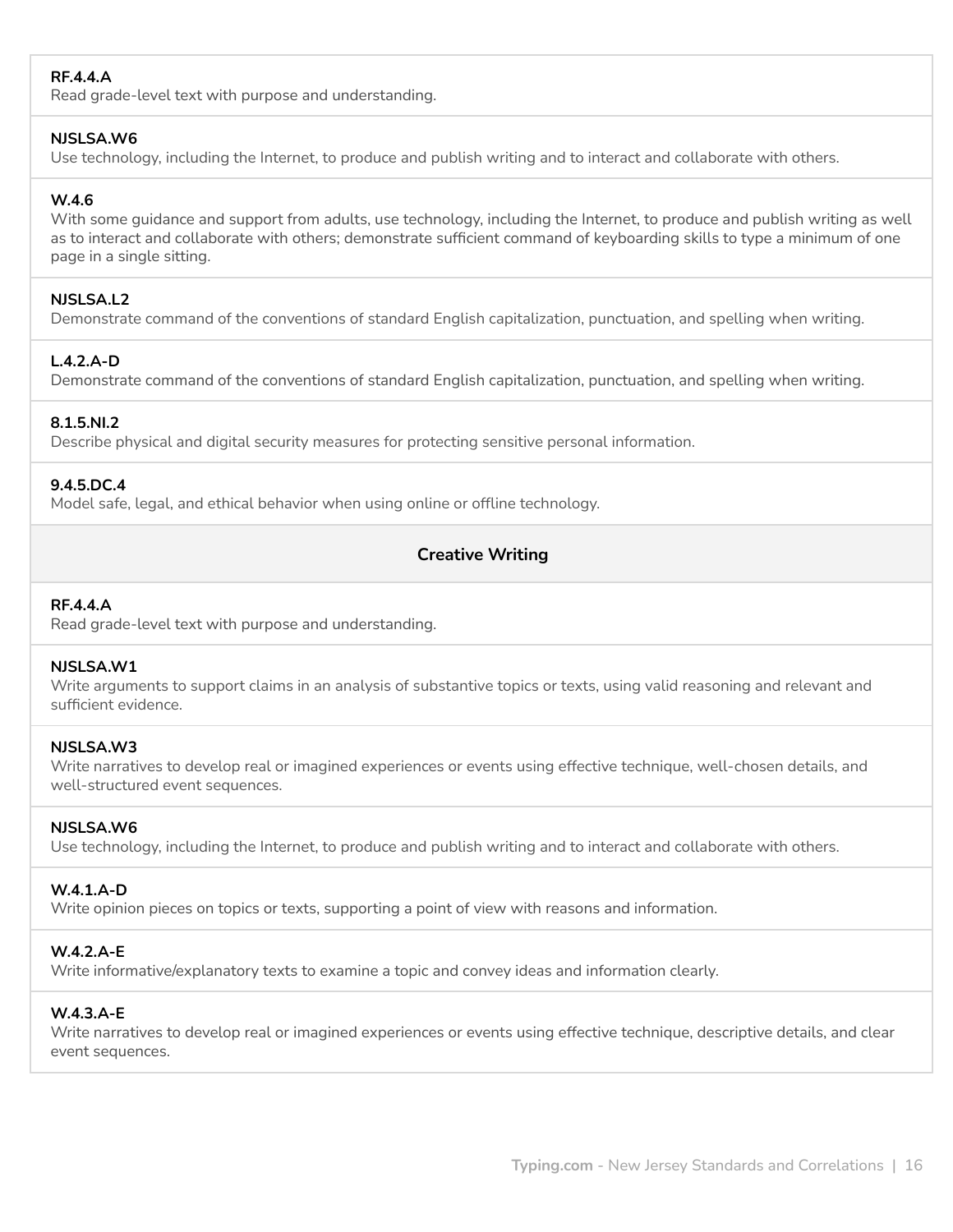**RF.4.4.A**
Read grade-level text with purpose and understanding.

**NJSLSA.W6**
Use technology, including the Internet, to produce and publish writing and to interact and collaborate with others.

**W.4.6**
With some guidance and support from adults, use technology, including the Internet, to produce and publish writing as well as to interact and collaborate with others; demonstrate sufficient command of keyboarding skills to type a minimum of one page in a single sitting.

**NJSLSA.L2**
Demonstrate command of the conventions of standard English capitalization, punctuation, and spelling when writing.

**L.4.2.A-D**
Demonstrate command of the conventions of standard English capitalization, punctuation, and spelling when writing.

**8.1.5.NI.2**
Describe physical and digital security measures for protecting sensitive personal information.

**9.4.5.DC.4**
Model safe, legal, and ethical behavior when using online or offline technology.

## Creative Writing

**RF.4.4.A**
Read grade-level text with purpose and understanding.

**NJSLSA.W1**
Write arguments to support claims in an analysis of substantive topics or texts, using valid reasoning and relevant and sufficient evidence.

**NJSLSA.W3**
Write narratives to develop real or imagined experiences or events using effective technique, well-chosen details, and well-structured event sequences.

**NJSLSA.W6**
Use technology, including the Internet, to produce and publish writing and to interact and collaborate with others.

**W.4.1.A-D**
Write opinion pieces on topics or texts, supporting a point of view with reasons and information.

**W.4.2.A-E**
Write informative/explanatory texts to examine a topic and convey ideas and information clearly.

**W.4.3.A-E**
Write narratives to develop real or imagined experiences or events using effective technique, descriptive details, and clear event sequences.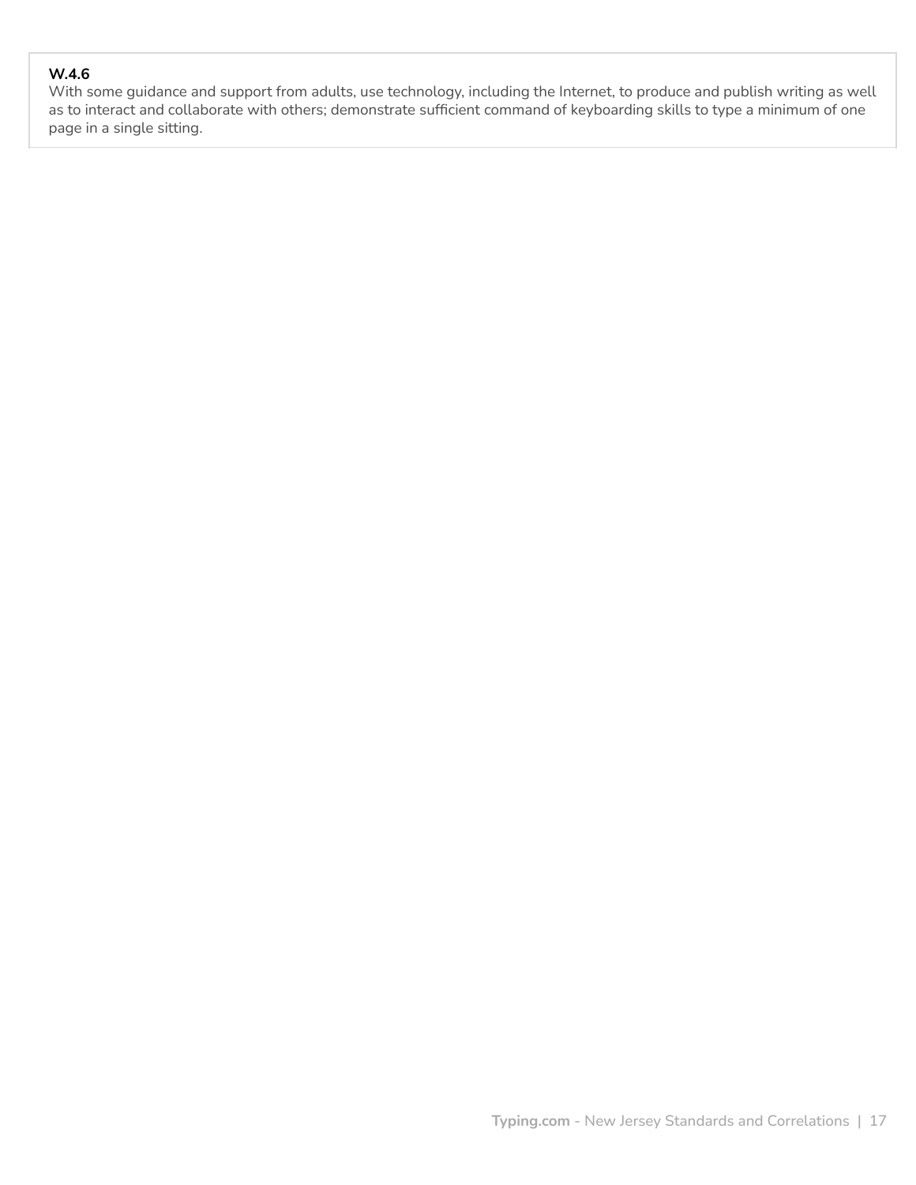**W.4.6**
With some guidance and support from adults, use technology, including the Internet, to produce and publish writing as well as to interact and collaborate with others; demonstrate sufficient command of keyboarding skills to type a minimum of one page in a single sitting.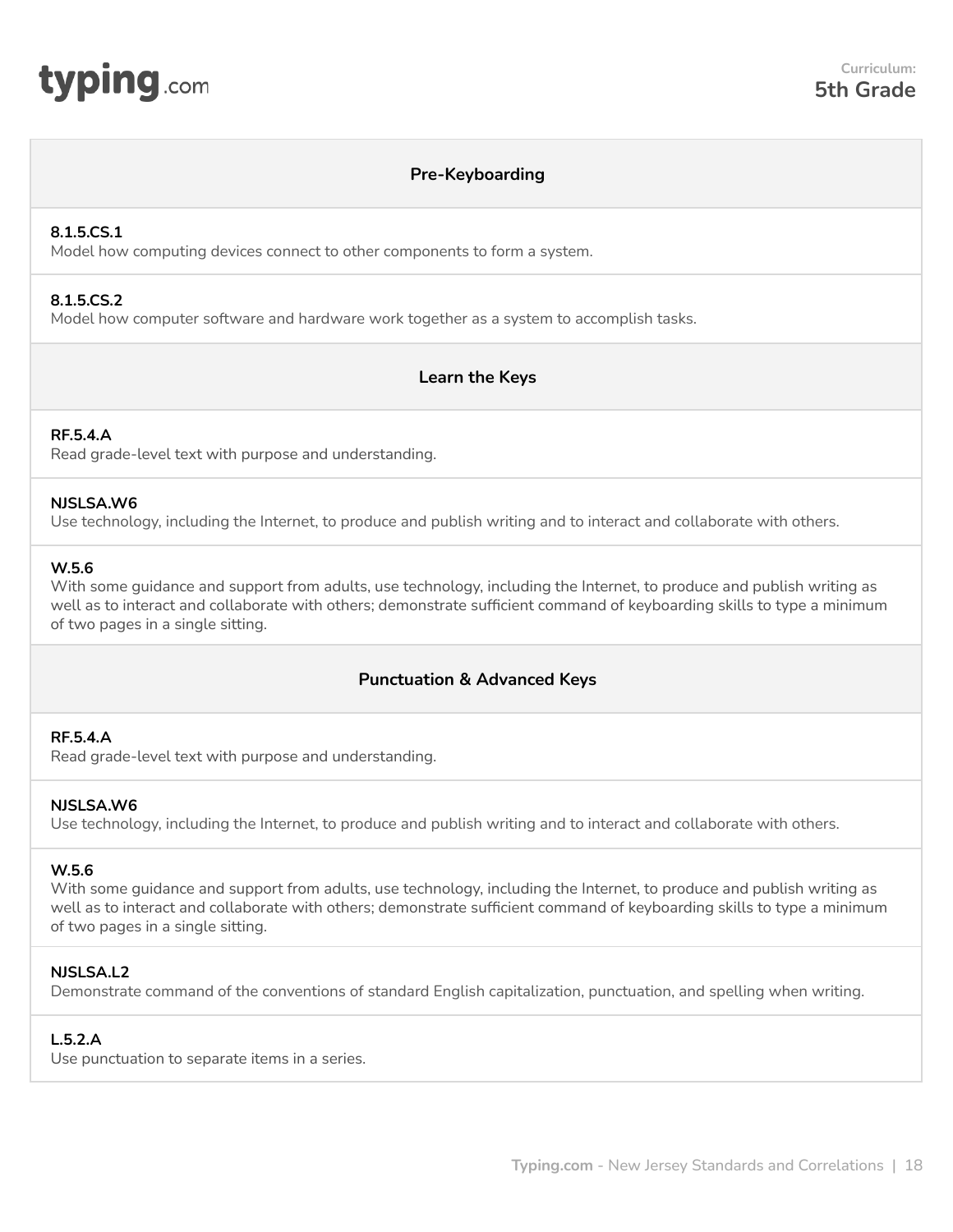**Curriculum:**
**5th Grade**

## Pre-Keyboarding

**8.1.5.CS.1**
Model how computing devices connect to other components to form a system.

**8.1.5.CS.2**
Model how computer software and hardware work together as a system to accomplish tasks.

## Learn the Keys

**RF.5.4.A**
Read grade-level text with purpose and understanding.

**NJSLSA.W6**
Use technology, including the Internet, to produce and publish writing and to interact and collaborate with others.

**W.5.6**
With some guidance and support from adults, use technology, including the Internet, to produce and publish writing as well as to interact and collaborate with others; demonstrate sufficient command of keyboarding skills to type a minimum of two pages in a single sitting.

## Punctuation & Advanced Keys

**RF.5.4.A**
Read grade-level text with purpose and understanding.

**NJSLSA.W6**
Use technology, including the Internet, to produce and publish writing and to interact and collaborate with others.

**W.5.6**
With some guidance and support from adults, use technology, including the Internet, to produce and publish writing as well as to interact and collaborate with others; demonstrate sufficient command of keyboarding skills to type a minimum of two pages in a single sitting.

**NJSLSA.L2**
Demonstrate command of the conventions of standard English capitalization, punctuation, and spelling when writing.

**L.5.2.A**
Use punctuation to separate items in a series.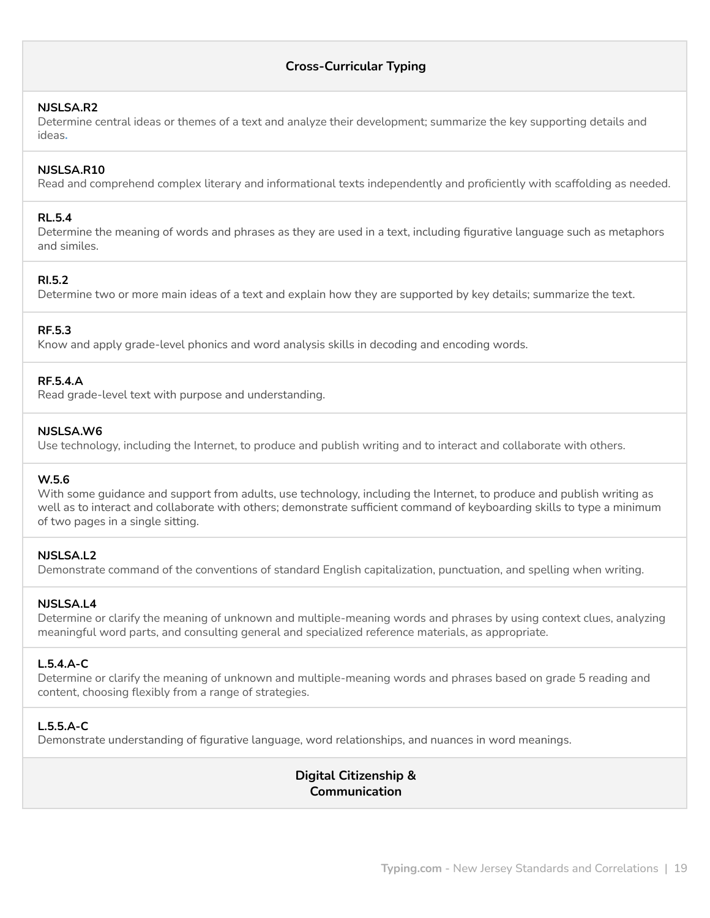## Cross-Curricular Typing

**NJSLSA.R2**
Determine central ideas or themes of a text and analyze their development; summarize the key supporting details and ideas.

**NJSLSA.R10**
Read and comprehend complex literary and informational texts independently and proficiently with scaffolding as needed.

**RL.5.4**
Determine the meaning of words and phrases as they are used in a text, including figurative language such as metaphors and similes.

**RI.5.2**
Determine two or more main ideas of a text and explain how they are supported by key details; summarize the text.

**RF.5.3**
Know and apply grade-level phonics and word analysis skills in decoding and encoding words.

**RF.5.4.A**
Read grade-level text with purpose and understanding.

**NJSLSA.W6**
Use technology, including the Internet, to produce and publish writing and to interact and collaborate with others.

**W.5.6**
With some guidance and support from adults, use technology, including the Internet, to produce and publish writing as well as to interact and collaborate with others; demonstrate sufficient command of keyboarding skills to type a minimum of two pages in a single sitting.

**NJSLSA.L2**
Demonstrate command of the conventions of standard English capitalization, punctuation, and spelling when writing.

**NJSLSA.L4**
Determine or clarify the meaning of unknown and multiple-meaning words and phrases by using context clues, analyzing meaningful word parts, and consulting general and specialized reference materials, as appropriate.

**L.5.4.A-C**
Determine or clarify the meaning of unknown and multiple-meaning words and phrases based on grade 5 reading and content, choosing flexibly from a range of strategies.

**L.5.5.A-C**
Demonstrate understanding of figurative language, word relationships, and nuances in word meanings.

## Digital Citizenship & Communication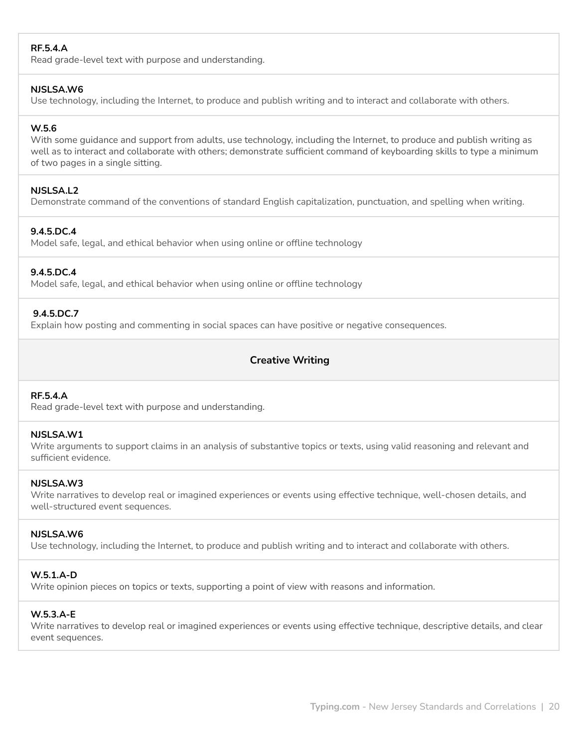**RF.5.4.A**
Read grade-level text with purpose and understanding.

**NJSLSA.W6**
Use technology, including the Internet, to produce and publish writing and to interact and collaborate with others.

**W.5.6**
With some guidance and support from adults, use technology, including the Internet, to produce and publish writing as well as to interact and collaborate with others; demonstrate sufficient command of keyboarding skills to type a minimum of two pages in a single sitting.

**NJSLSA.L2**
Demonstrate command of the conventions of standard English capitalization, punctuation, and spelling when writing.

**9.4.5.DC.4**
Model safe, legal, and ethical behavior when using online or offline technology

**9.4.5.DC.4**
Model safe, legal, and ethical behavior when using online or offline technology

**9.4.5.DC.7**
Explain how posting and commenting in social spaces can have positive or negative consequences.

## Creative Writing

**RF.5.4.A**
Read grade-level text with purpose and understanding.

**NJSLSA.W1**
Write arguments to support claims in an analysis of substantive topics or texts, using valid reasoning and relevant and sufficient evidence.

**NJSLSA.W3**
Write narratives to develop real or imagined experiences or events using effective technique, well-chosen details, and well-structured event sequences.

**NJSLSA.W6**
Use technology, including the Internet, to produce and publish writing and to interact and collaborate with others.

**W.5.1.A-D**
Write opinion pieces on topics or texts, supporting a point of view with reasons and information.

**W.5.3.A-E**
Write narratives to develop real or imagined experiences or events using effective technique, descriptive details, and clear event sequences.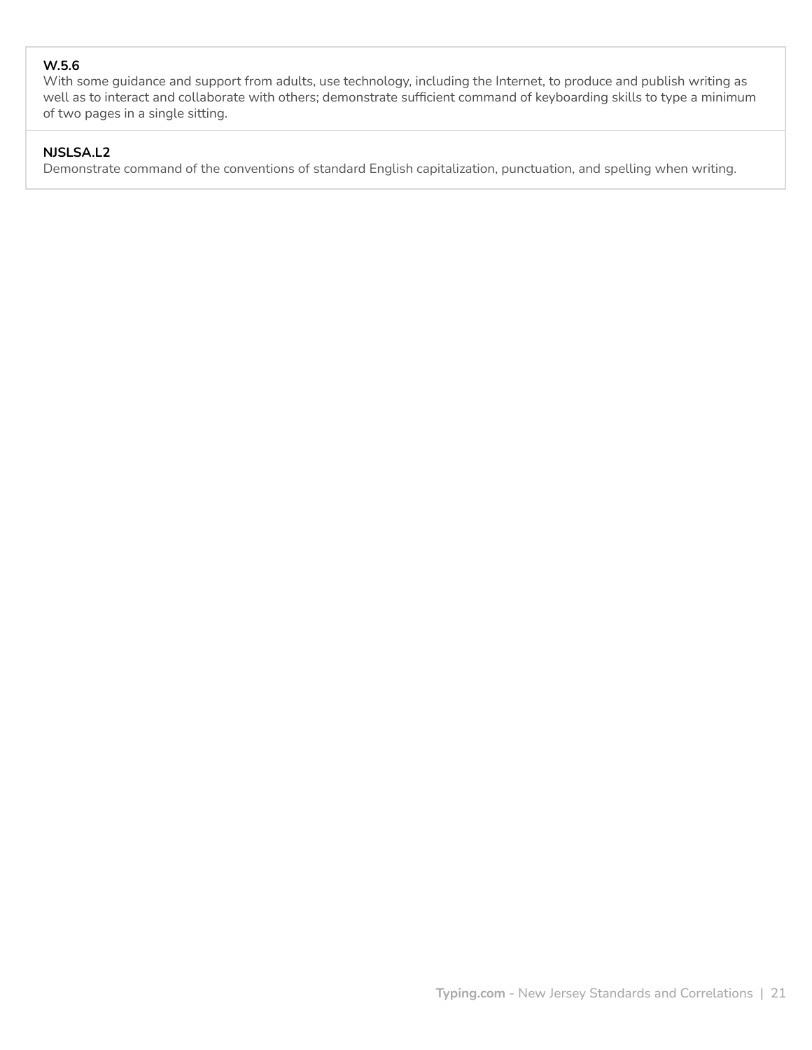**W.5.6**
With some guidance and support from adults, use technology, including the Internet, to produce and publish writing as well as to interact and collaborate with others; demonstrate sufficient command of keyboarding skills to type a minimum of two pages in a single sitting.

**NJSLSA.L2**
Demonstrate command of the conventions of standard English capitalization, punctuation, and spelling when writing.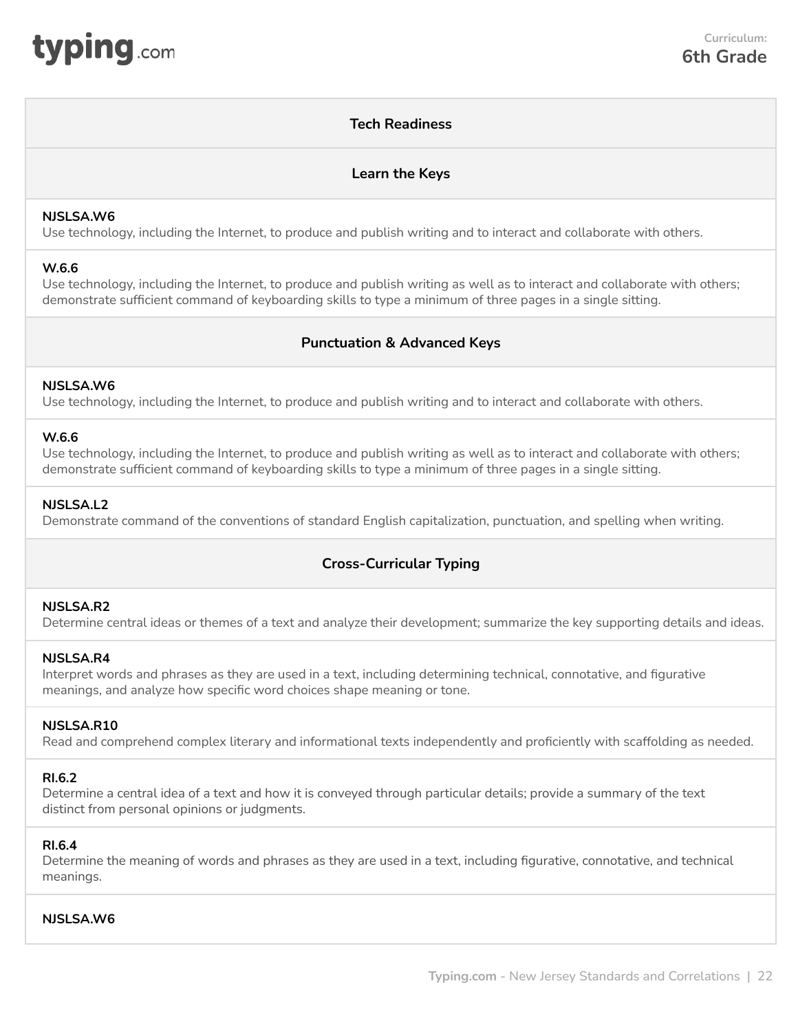### Tech Readiness

### Learn the Keys

**NJSLSA.W6**
Use technology, including the Internet, to produce and publish writing and to interact and collaborate with others.

**W.6.6**
Use technology, including the Internet, to produce and publish writing as well as to interact and collaborate with others; demonstrate sufficient command of keyboarding skills to type a minimum of three pages in a single sitting.

### Punctuation & Advanced Keys

**NJSLSA.W6**
Use technology, including the Internet, to produce and publish writing and to interact and collaborate with others.

**W.6.6**
Use technology, including the Internet, to produce and publish writing as well as to interact and collaborate with others; demonstrate sufficient command of keyboarding skills to type a minimum of three pages in a single sitting.

**NJSLSA.L2**
Demonstrate command of the conventions of standard English capitalization, punctuation, and spelling when writing.

### Cross-Curricular Typing

**NJSLSA.R2**
Determine central ideas or themes of a text and analyze their development; summarize the key supporting details and ideas.

**NJSLSA.R4**
Interpret words and phrases as they are used in a text, including determining technical, connotative, and figurative meanings, and analyze how specific word choices shape meaning or tone.

**NJSLSA.R10**
Read and comprehend complex literary and informational texts independently and proficiently with scaffolding as needed.

**RI.6.2**
Determine a central idea of a text and how it is conveyed through particular details; provide a summary of the text distinct from personal opinions or judgments.

**RI.6.4**
Determine the meaning of words and phrases as they are used in a text, including figurative, connotative, and technical meanings.

**NJSLSA.W6**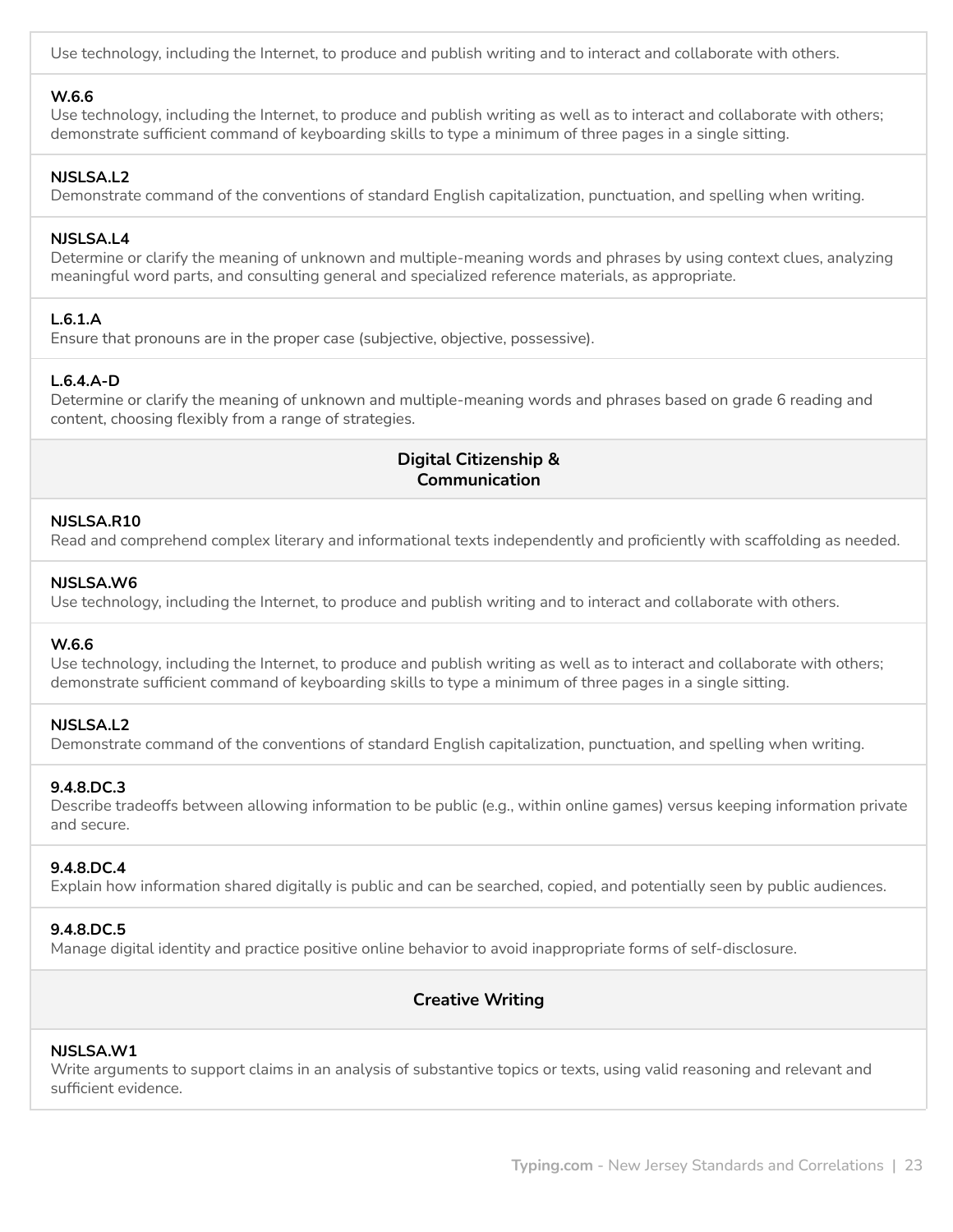Use technology, including the Internet, to produce and publish writing and to interact and collaborate with others.

**W.6.6**
Use technology, including the Internet, to produce and publish writing as well as to interact and collaborate with others; demonstrate sufficient command of keyboarding skills to type a minimum of three pages in a single sitting.

**NJSLSA.L2**
Demonstrate command of the conventions of standard English capitalization, punctuation, and spelling when writing.

**NJSLSA.L4**
Determine or clarify the meaning of unknown and multiple-meaning words and phrases by using context clues, analyzing meaningful word parts, and consulting general and specialized reference materials, as appropriate.

**L.6.1.A**
Ensure that pronouns are in the proper case (subjective, objective, possessive).

**L.6.4.A-D**
Determine or clarify the meaning of unknown and multiple-meaning words and phrases based on grade 6 reading and content, choosing flexibly from a range of strategies.

## Digital Citizenship & Communication

**NJSLSA.R10**
Read and comprehend complex literary and informational texts independently and proficiently with scaffolding as needed.

**NJSLSA.W6**
Use technology, including the Internet, to produce and publish writing and to interact and collaborate with others.

**W.6.6**
Use technology, including the Internet, to produce and publish writing as well as to interact and collaborate with others; demonstrate sufficient command of keyboarding skills to type a minimum of three pages in a single sitting.

**NJSLSA.L2**
Demonstrate command of the conventions of standard English capitalization, punctuation, and spelling when writing.

**9.4.8.DC.3**
Describe tradeoffs between allowing information to be public (e.g., within online games) versus keeping information private and secure.

**9.4.8.DC.4**
Explain how information shared digitally is public and can be searched, copied, and potentially seen by public audiences.

**9.4.8.DC.5**
Manage digital identity and practice positive online behavior to avoid inappropriate forms of self-disclosure.

## Creative Writing

**NJSLSA.W1**
Write arguments to support claims in an analysis of substantive topics or texts, using valid reasoning and relevant and sufficient evidence.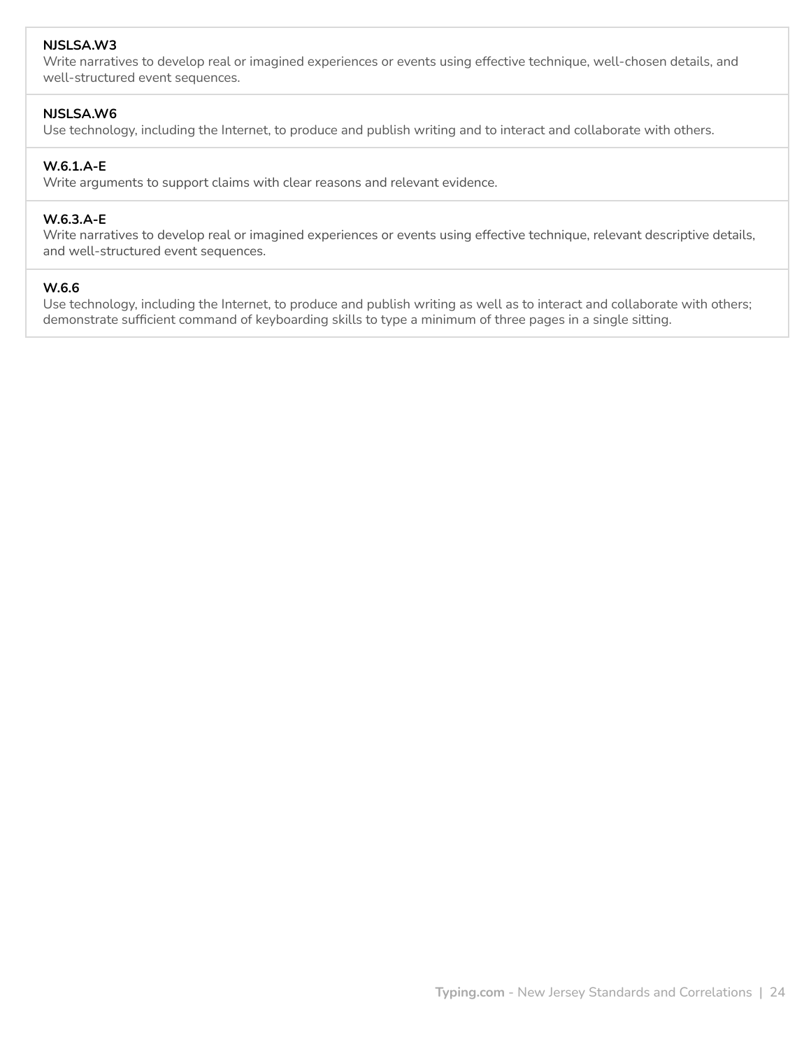**NJSLSA.W3**
Write narratives to develop real or imagined experiences or events using effective technique, well-chosen details, and well-structured event sequences.

**NJSLSA.W6**
Use technology, including the Internet, to produce and publish writing and to interact and collaborate with others.

**W.6.1.A-E**
Write arguments to support claims with clear reasons and relevant evidence.

**W.6.3.A-E**
Write narratives to develop real or imagined experiences or events using effective technique, relevant descriptive details, and well-structured event sequences.

**W.6.6**
Use technology, including the Internet, to produce and publish writing as well as to interact and collaborate with others; demonstrate sufficient command of keyboarding skills to type a minimum of three pages in a single sitting.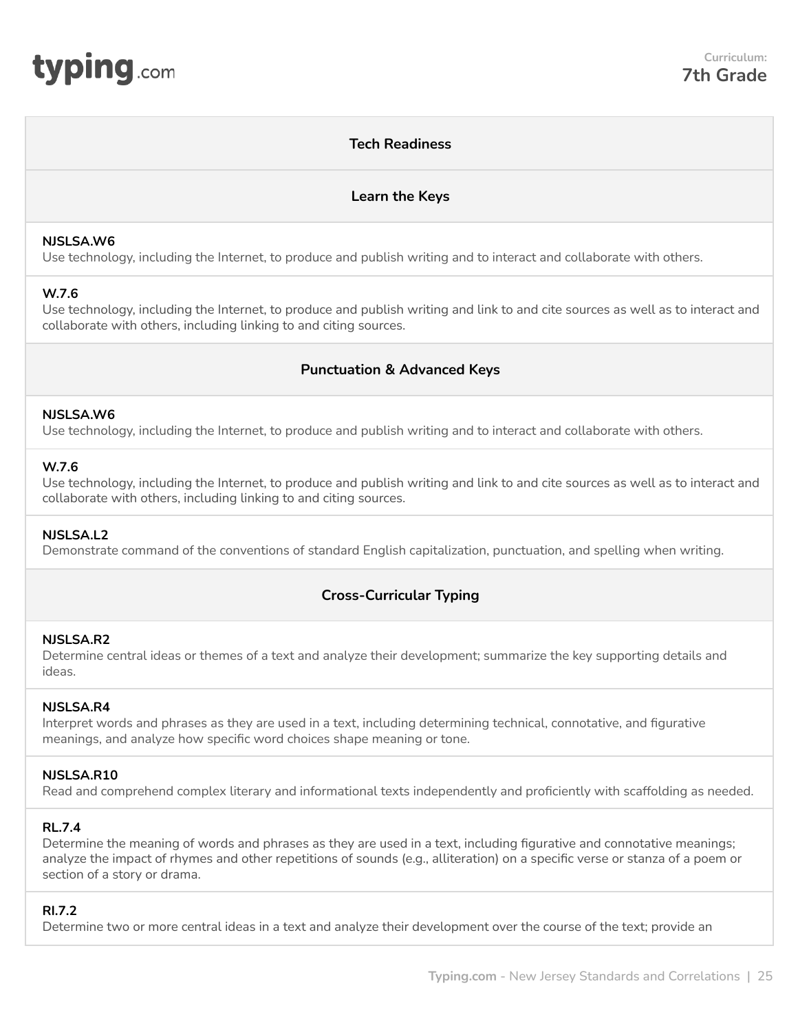**Curriculum: 7th Grade**

## Tech Readiness

## Learn the Keys

**NJSLSA.W6**
Use technology, including the Internet, to produce and publish writing and to interact and collaborate with others.

**W.7.6**
Use technology, including the Internet, to produce and publish writing and link to and cite sources as well as to interact and collaborate with others, including linking to and citing sources.

## Punctuation & Advanced Keys

**NJSLSA.W6**
Use technology, including the Internet, to produce and publish writing and to interact and collaborate with others.

**W.7.6**
Use technology, including the Internet, to produce and publish writing and link to and cite sources as well as to interact and collaborate with others, including linking to and citing sources.

**NJSLSA.L2**
Demonstrate command of the conventions of standard English capitalization, punctuation, and spelling when writing.

## Cross-Curricular Typing

**NJSLSA.R2**
Determine central ideas or themes of a text and analyze their development; summarize the key supporting details and ideas.

**NJSLSA.R4**
Interpret words and phrases as they are used in a text, including determining technical, connotative, and figurative meanings, and analyze how specific word choices shape meaning or tone.

**NJSLSA.R10**
Read and comprehend complex literary and informational texts independently and proficiently with scaffolding as needed.

**RL.7.4**
Determine the meaning of words and phrases as they are used in a text, including figurative and connotative meanings; analyze the impact of rhymes and other repetitions of sounds (e.g., alliteration) on a specific verse or stanza of a poem or section of a story or drama.

**RI.7.2**
Determine two or more central ideas in a text and analyze their development over the course of the text; provide an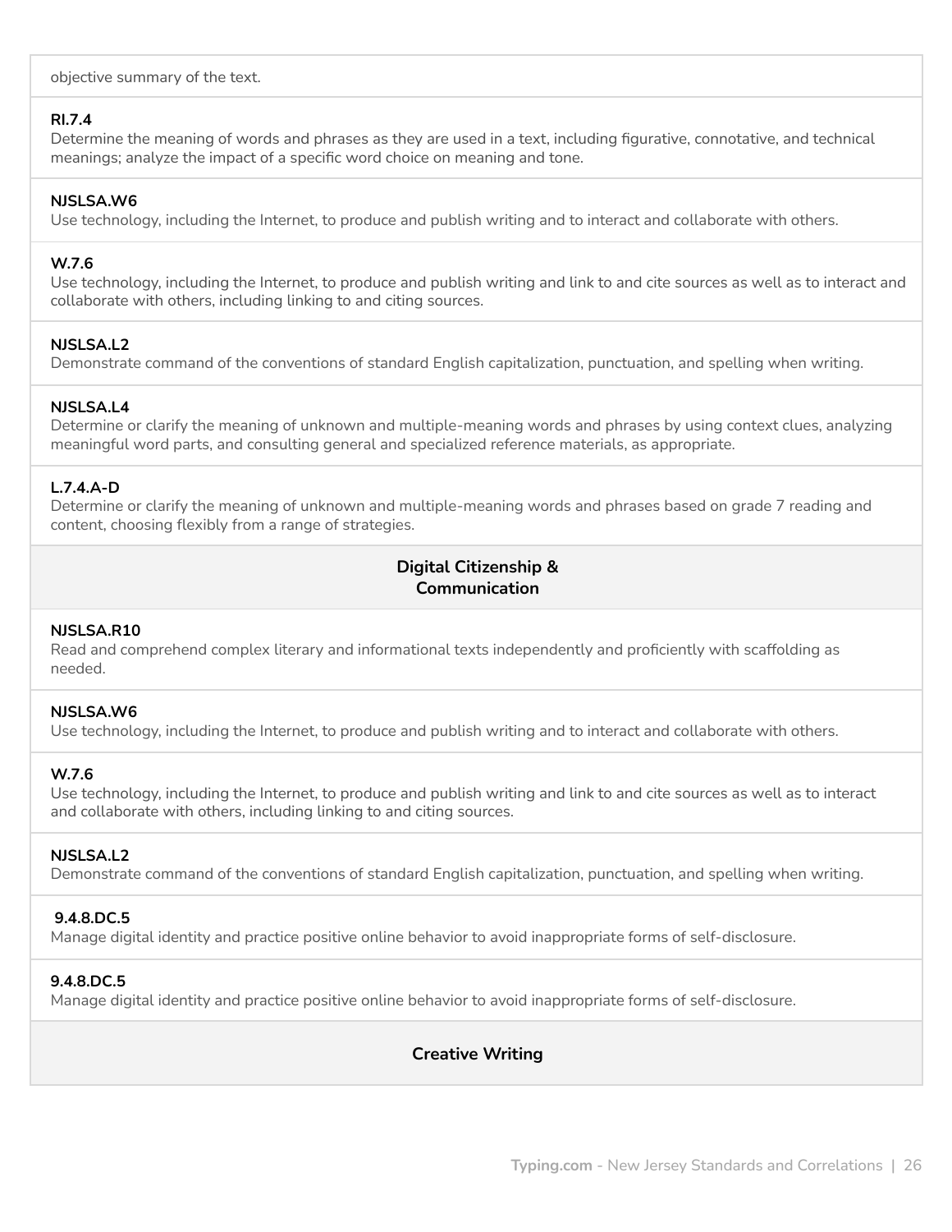objective summary of the text.

**RI.7.4**
Determine the meaning of words and phrases as they are used in a text, including figurative, connotative, and technical meanings; analyze the impact of a specific word choice on meaning and tone.

**NJSLSA.W6**
Use technology, including the Internet, to produce and publish writing and to interact and collaborate with others.

**W.7.6**
Use technology, including the Internet, to produce and publish writing and link to and cite sources as well as to interact and collaborate with others, including linking to and citing sources.

**NJSLSA.L2**
Demonstrate command of the conventions of standard English capitalization, punctuation, and spelling when writing.

**NJSLSA.L4**
Determine or clarify the meaning of unknown and multiple-meaning words and phrases by using context clues, analyzing meaningful word parts, and consulting general and specialized reference materials, as appropriate.

**L.7.4.A-D**
Determine or clarify the meaning of unknown and multiple-meaning words and phrases based on grade 7 reading and content, choosing flexibly from a range of strategies.

## Digital Citizenship & Communication

**NJSLSA.R10**
Read and comprehend complex literary and informational texts independently and proficiently with scaffolding as needed.

**NJSLSA.W6**
Use technology, including the Internet, to produce and publish writing and to interact and collaborate with others.

**W.7.6**
Use technology, including the Internet, to produce and publish writing and link to and cite sources as well as to interact and collaborate with others, including linking to and citing sources.

**NJSLSA.L2**
Demonstrate command of the conventions of standard English capitalization, punctuation, and spelling when writing.

**9.4.8.DC.5**
Manage digital identity and practice positive online behavior to avoid inappropriate forms of self-disclosure.

**9.4.8.DC.5**
Manage digital identity and practice positive online behavior to avoid inappropriate forms of self-disclosure.

## Creative Writing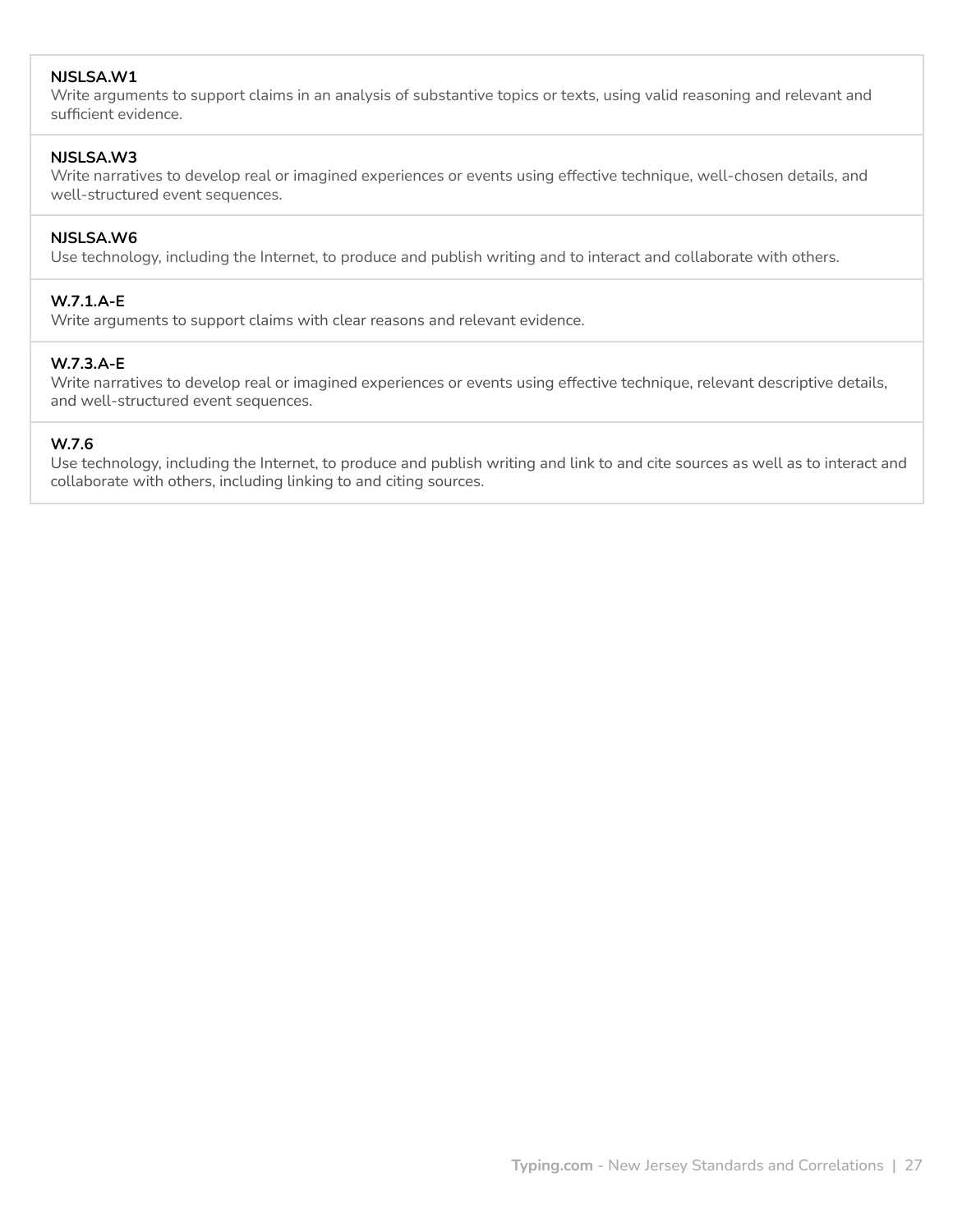**NJSLSA.W1**
Write arguments to support claims in an analysis of substantive topics or texts, using valid reasoning and relevant and sufficient evidence.

**NJSLSA.W3**
Write narratives to develop real or imagined experiences or events using effective technique, well-chosen details, and well-structured event sequences.

**NJSLSA.W6**
Use technology, including the Internet, to produce and publish writing and to interact and collaborate with others.

**W.7.1.A-E**
Write arguments to support claims with clear reasons and relevant evidence.

**W.7.3.A-E**
Write narratives to develop real or imagined experiences or events using effective technique, relevant descriptive details, and well-structured event sequences.

**W.7.6**
Use technology, including the Internet, to produce and publish writing and link to and cite sources as well as to interact and collaborate with others, including linking to and citing sources.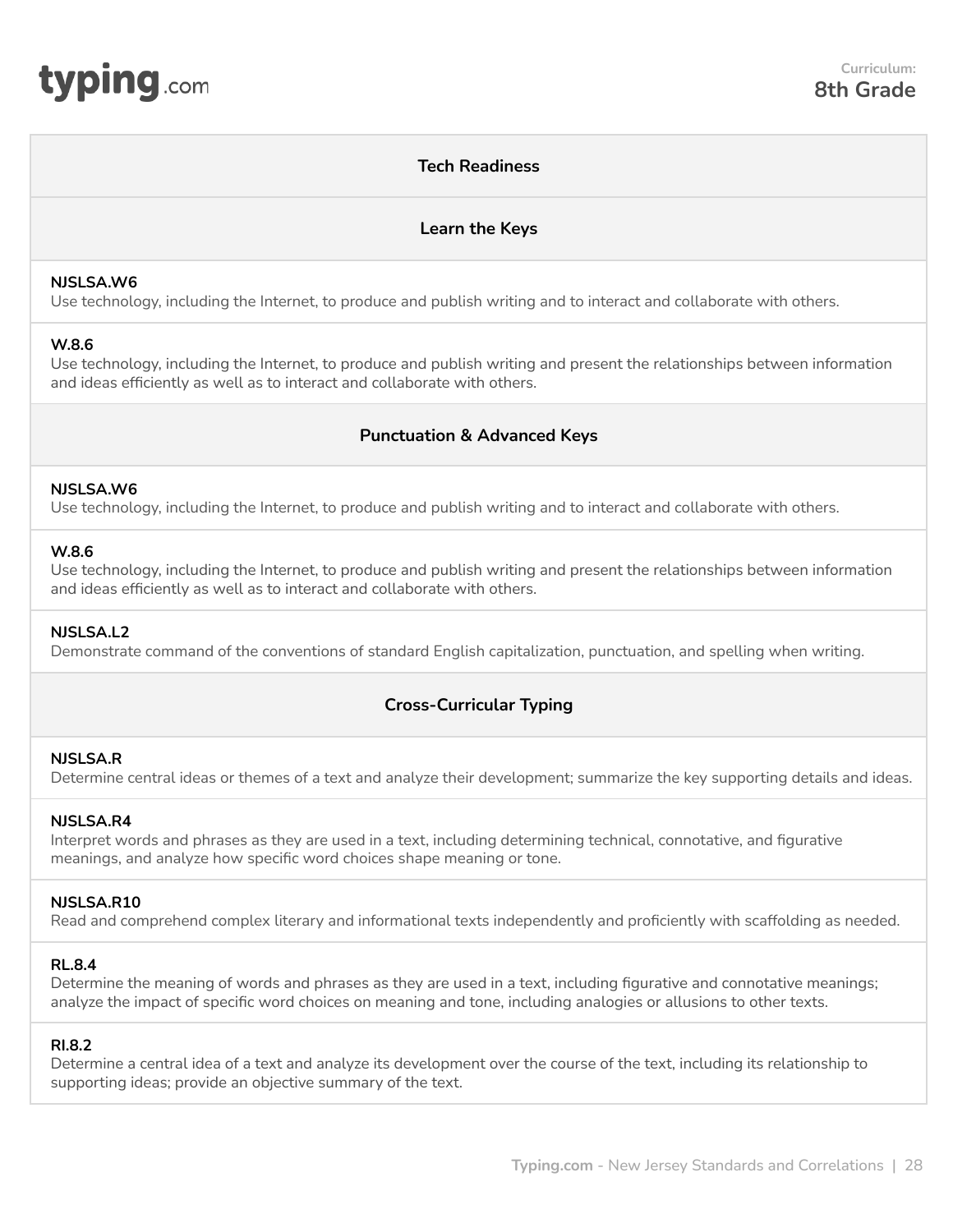Curriculum:
**8th Grade**

## Tech Readiness

## Learn the Keys

**NJSLSA.W6**
Use technology, including the Internet, to produce and publish writing and to interact and collaborate with others.

**W.8.6**
Use technology, including the Internet, to produce and publish writing and present the relationships between information and ideas efficiently as well as to interact and collaborate with others.

## Punctuation & Advanced Keys

**NJSLSA.W6**
Use technology, including the Internet, to produce and publish writing and to interact and collaborate with others.

**W.8.6**
Use technology, including the Internet, to produce and publish writing and present the relationships between information and ideas efficiently as well as to interact and collaborate with others.

**NJSLSA.L2**
Demonstrate command of the conventions of standard English capitalization, punctuation, and spelling when writing.

## Cross-Curricular Typing

**NJSLSA.R**
Determine central ideas or themes of a text and analyze their development; summarize the key supporting details and ideas.

**NJSLSA.R4**
Interpret words and phrases as they are used in a text, including determining technical, connotative, and figurative meanings, and analyze how specific word choices shape meaning or tone.

**NJSLSA.R10**
Read and comprehend complex literary and informational texts independently and proficiently with scaffolding as needed.

**RL.8.4**
Determine the meaning of words and phrases as they are used in a text, including figurative and connotative meanings; analyze the impact of specific word choices on meaning and tone, including analogies or allusions to other texts.

**RI.8.2**
Determine a central idea of a text and analyze its development over the course of the text, including its relationship to supporting ideas; provide an objective summary of the text.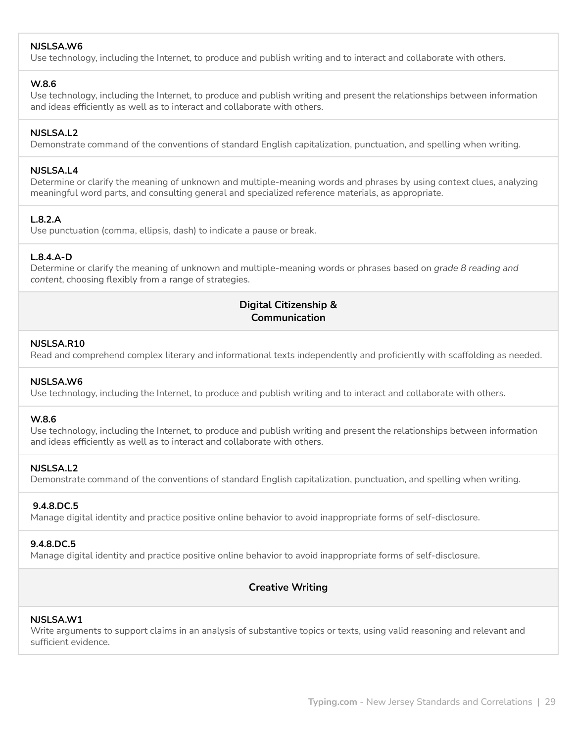**NJSLSA.W6**
Use technology, including the Internet, to produce and publish writing and to interact and collaborate with others.

**W.8.6**
Use technology, including the Internet, to produce and publish writing and present the relationships between information and ideas efficiently as well as to interact and collaborate with others.

**NJSLSA.L2**
Demonstrate command of the conventions of standard English capitalization, punctuation, and spelling when writing.

**NJSLSA.L4**
Determine or clarify the meaning of unknown and multiple-meaning words and phrases by using context clues, analyzing meaningful word parts, and consulting general and specialized reference materials, as appropriate.

**L.8.2.A**
Use punctuation (comma, ellipsis, dash) to indicate a pause or break.

**L.8.4.A-D**
Determine or clarify the meaning of unknown and multiple-meaning words or phrases based on *grade 8 reading and content*, choosing flexibly from a range of strategies.

### Digital Citizenship & Communication

**NJSLSA.R10**
Read and comprehend complex literary and informational texts independently and proficiently with scaffolding as needed.

**NJSLSA.W6**
Use technology, including the Internet, to produce and publish writing and to interact and collaborate with others.

**W.8.6**
Use technology, including the Internet, to produce and publish writing and present the relationships between information and ideas efficiently as well as to interact and collaborate with others.

**NJSLSA.L2**
Demonstrate command of the conventions of standard English capitalization, punctuation, and spelling when writing.

**9.4.8.DC.5**
Manage digital identity and practice positive online behavior to avoid inappropriate forms of self-disclosure.

**9.4.8.DC.5**
Manage digital identity and practice positive online behavior to avoid inappropriate forms of self-disclosure.

### Creative Writing

**NJSLSA.W1**
Write arguments to support claims in an analysis of substantive topics or texts, using valid reasoning and relevant and sufficient evidence.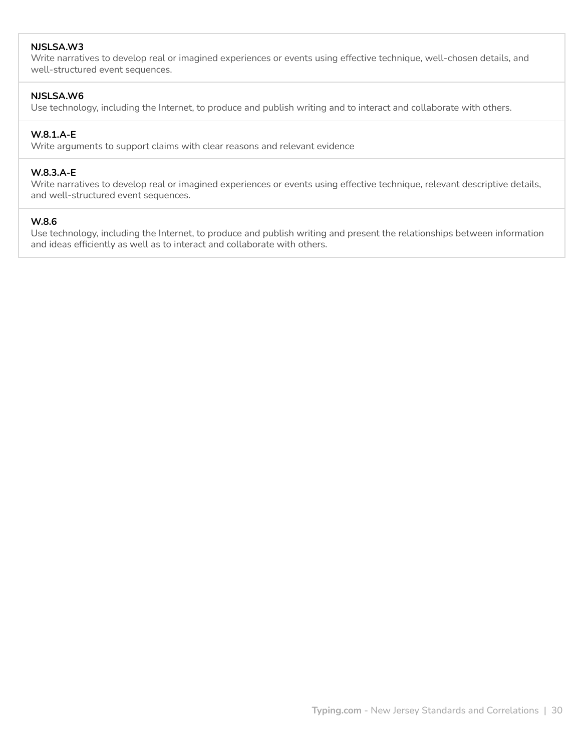**NJSLSA.W3**
Write narratives to develop real or imagined experiences or events using effective technique, well-chosen details, and well-structured event sequences.

**NJSLSA.W6**
Use technology, including the Internet, to produce and publish writing and to interact and collaborate with others.

**W.8.1.A-E**
Write arguments to support claims with clear reasons and relevant evidence

**W.8.3.A-E**
Write narratives to develop real or imagined experiences or events using effective technique, relevant descriptive details, and well-structured event sequences.

**W.8.6**
Use technology, including the Internet, to produce and publish writing and present the relationships between information and ideas efficiently as well as to interact and collaborate with others.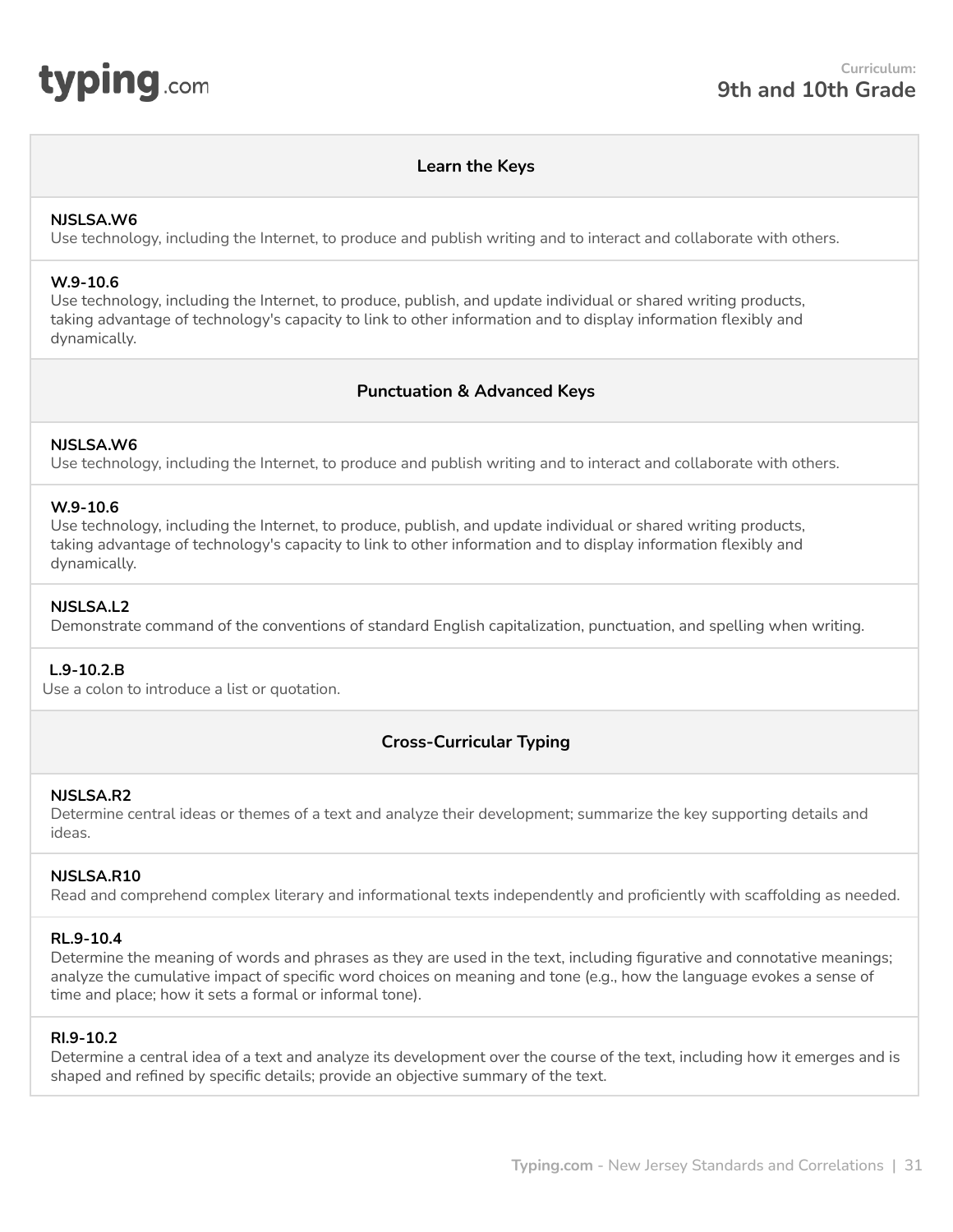Curriculum:
**9th and 10th Grade**

## Learn the Keys

**NJSLSA.W6**
Use technology, including the Internet, to produce and publish writing and to interact and collaborate with others.

**W.9-10.6**
Use technology, including the Internet, to produce, publish, and update individual or shared writing products, taking advantage of technology's capacity to link to other information and to display information flexibly and dynamically.

## Punctuation & Advanced Keys

**NJSLSA.W6**
Use technology, including the Internet, to produce and publish writing and to interact and collaborate with others.

**W.9-10.6**
Use technology, including the Internet, to produce, publish, and update individual or shared writing products, taking advantage of technology's capacity to link to other information and to display information flexibly and dynamically.

**NJSLSA.L2**
Demonstrate command of the conventions of standard English capitalization, punctuation, and spelling when writing.

**L.9-10.2.B**
Use a colon to introduce a list or quotation.

## Cross-Curricular Typing

**NJSLSA.R2**
Determine central ideas or themes of a text and analyze their development; summarize the key supporting details and ideas.

**NJSLSA.R10**
Read and comprehend complex literary and informational texts independently and proficiently with scaffolding as needed.

**RL.9-10.4**
Determine the meaning of words and phrases as they are used in the text, including figurative and connotative meanings; analyze the cumulative impact of specific word choices on meaning and tone (e.g., how the language evokes a sense of time and place; how it sets a formal or informal tone).

**RI.9-10.2**
Determine a central idea of a text and analyze its development over the course of the text, including how it emerges and is shaped and refined by specific details; provide an objective summary of the text.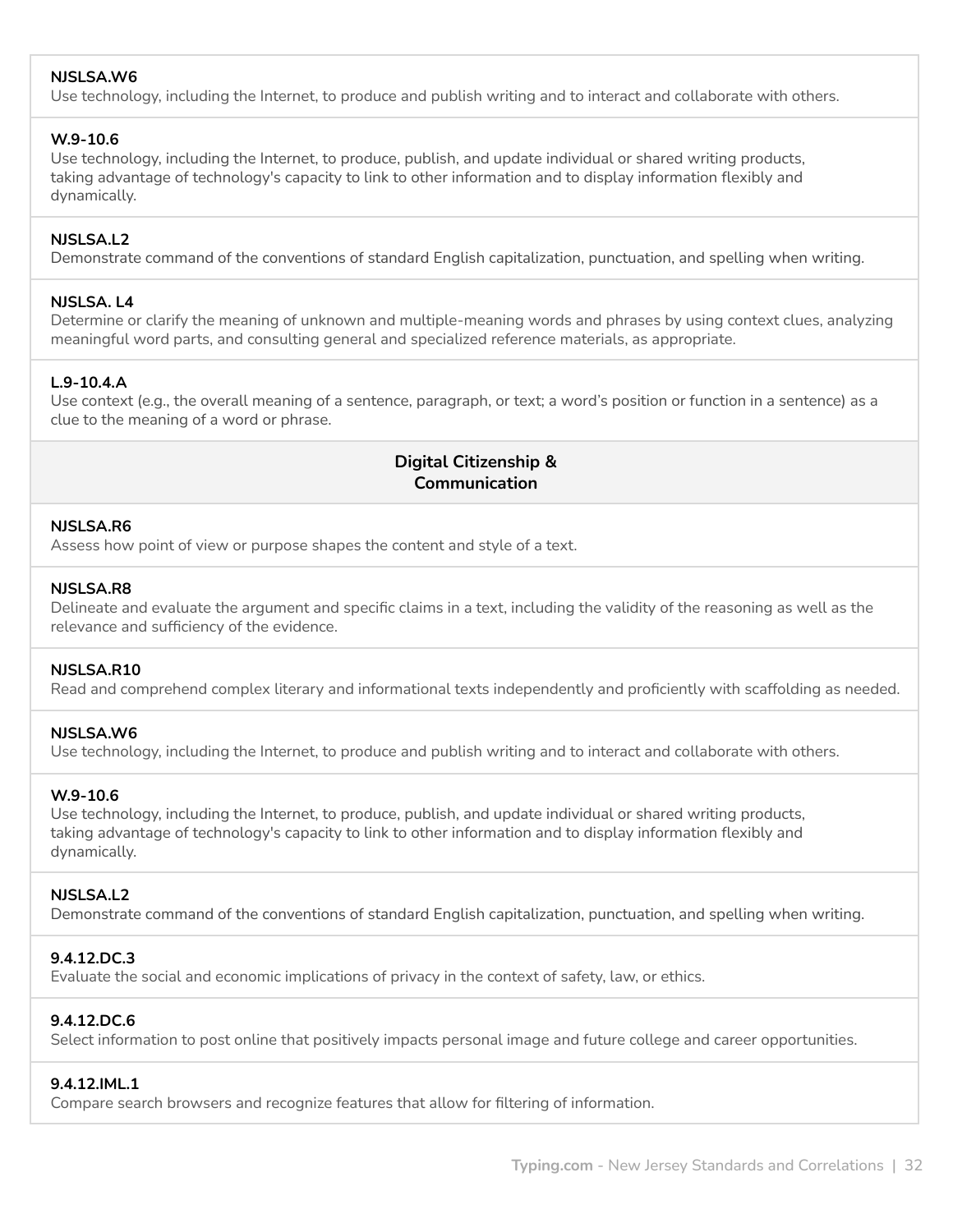**NJSLSA.W6**
Use technology, including the Internet, to produce and publish writing and to interact and collaborate with others.

**W.9-10.6**
Use technology, including the Internet, to produce, publish, and update individual or shared writing products, taking advantage of technology's capacity to link to other information and to display information flexibly and dynamically.

**NJSLSA.L2**
Demonstrate command of the conventions of standard English capitalization, punctuation, and spelling when writing.

**NJSLSA. L4**
Determine or clarify the meaning of unknown and multiple-meaning words and phrases by using context clues, analyzing meaningful word parts, and consulting general and specialized reference materials, as appropriate.

**L.9-10.4.A**
Use context (e.g., the overall meaning of a sentence, paragraph, or text; a word's position or function in a sentence) as a clue to the meaning of a word or phrase.

## Digital Citizenship & Communication

**NJSLSA.R6**
Assess how point of view or purpose shapes the content and style of a text.

**NJSLSA.R8**
Delineate and evaluate the argument and specific claims in a text, including the validity of the reasoning as well as the relevance and sufficiency of the evidence.

**NJSLSA.R10**
Read and comprehend complex literary and informational texts independently and proficiently with scaffolding as needed.

**NJSLSA.W6**
Use technology, including the Internet, to produce and publish writing and to interact and collaborate with others.

**W.9-10.6**
Use technology, including the Internet, to produce, publish, and update individual or shared writing products, taking advantage of technology's capacity to link to other information and to display information flexibly and dynamically.

**NJSLSA.L2**
Demonstrate command of the conventions of standard English capitalization, punctuation, and spelling when writing.

**9.4.12.DC.3**
Evaluate the social and economic implications of privacy in the context of safety, law, or ethics.

**9.4.12.DC.6**
Select information to post online that positively impacts personal image and future college and career opportunities.

**9.4.12.IML.1**
Compare search browsers and recognize features that allow for filtering of information.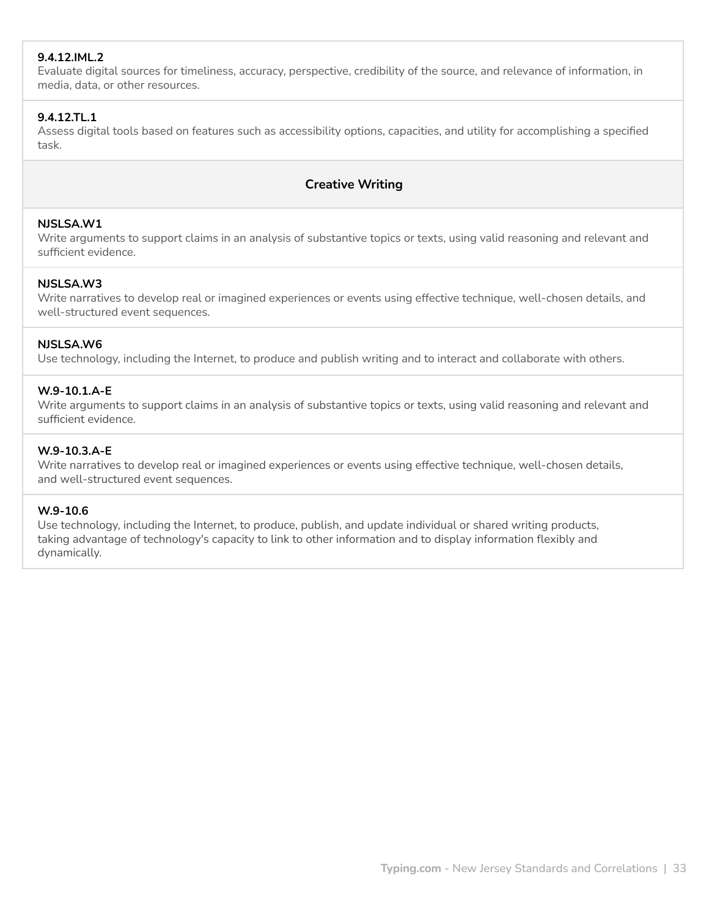**9.4.12.IML.2**
Evaluate digital sources for timeliness, accuracy, perspective, credibility of the source, and relevance of information, in media, data, or other resources.

**9.4.12.TL.1**
Assess digital tools based on features such as accessibility options, capacities, and utility for accomplishing a specified task.

### Creative Writing

**NJSLSA.W1**
Write arguments to support claims in an analysis of substantive topics or texts, using valid reasoning and relevant and sufficient evidence.

**NJSLSA.W3**
Write narratives to develop real or imagined experiences or events using effective technique, well-chosen details, and well-structured event sequences.

**NJSLSA.W6**
Use technology, including the Internet, to produce and publish writing and to interact and collaborate with others.

**W.9-10.1.A-E**
Write arguments to support claims in an analysis of substantive topics or texts, using valid reasoning and relevant and sufficient evidence.

**W.9-10.3.A-E**
Write narratives to develop real or imagined experiences or events using effective technique, well-chosen details, and well-structured event sequences.

**W.9-10.6**
Use technology, including the Internet, to produce, publish, and update individual or shared writing products, taking advantage of technology's capacity to link to other information and to display information flexibly and dynamically.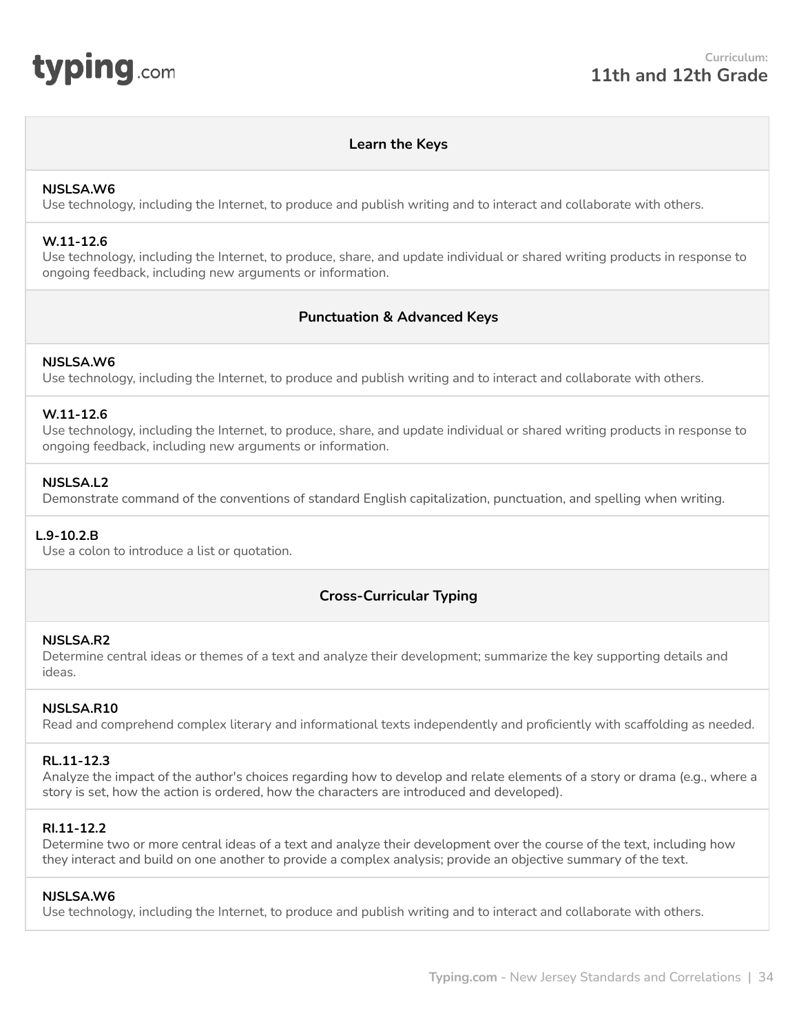**Curriculum:**
## 11th and 12th Grade

### Learn the Keys

**NJSLSA.W6**
Use technology, including the Internet, to produce and publish writing and to interact and collaborate with others.

**W.11-12.6**
Use technology, including the Internet, to produce, share, and update individual or shared writing products in response to ongoing feedback, including new arguments or information.

### Punctuation & Advanced Keys

**NJSLSA.W6**
Use technology, including the Internet, to produce and publish writing and to interact and collaborate with others.

**W.11-12.6**
Use technology, including the Internet, to produce, share, and update individual or shared writing products in response to ongoing feedback, including new arguments or information.

**NJSLSA.L2**
Demonstrate command of the conventions of standard English capitalization, punctuation, and spelling when writing.

**L.9-10.2.B**
Use a colon to introduce a list or quotation.

### Cross-Curricular Typing

**NJSLSA.R2**
Determine central ideas or themes of a text and analyze their development; summarize the key supporting details and ideas.

**NJSLSA.R10**
Read and comprehend complex literary and informational texts independently and proficiently with scaffolding as needed.

**RL.11-12.3**
Analyze the impact of the author's choices regarding how to develop and relate elements of a story or drama (e.g., where a story is set, how the action is ordered, how the characters are introduced and developed).

**RI.11-12.2**
Determine two or more central ideas of a text and analyze their development over the course of the text, including how they interact and build on one another to provide a complex analysis; provide an objective summary of the text.

**NJSLSA.W6**
Use technology, including the Internet, to produce and publish writing and to interact and collaborate with others.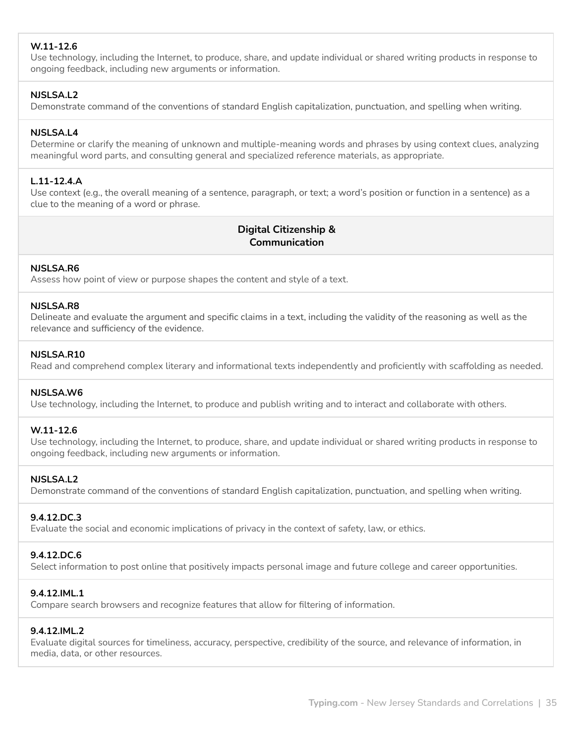**W.11-12.6**
Use technology, including the Internet, to produce, share, and update individual or shared writing products in response to ongoing feedback, including new arguments or information.

**NJSLSA.L2**
Demonstrate command of the conventions of standard English capitalization, punctuation, and spelling when writing.

**NJSLSA.L4**
Determine or clarify the meaning of unknown and multiple-meaning words and phrases by using context clues, analyzing meaningful word parts, and consulting general and specialized reference materials, as appropriate.

**L.11-12.4.A**
Use context (e.g., the overall meaning of a sentence, paragraph, or text; a word's position or function in a sentence) as a clue to the meaning of a word or phrase.

## Digital Citizenship & Communication

**NJSLSA.R6**
Assess how point of view or purpose shapes the content and style of a text.

**NJSLSA.R8**
Delineate and evaluate the argument and specific claims in a text, including the validity of the reasoning as well as the relevance and sufficiency of the evidence.

**NJSLSA.R10**
Read and comprehend complex literary and informational texts independently and proficiently with scaffolding as needed.

**NJSLSA.W6**
Use technology, including the Internet, to produce and publish writing and to interact and collaborate with others.

**W.11-12.6**
Use technology, including the Internet, to produce, share, and update individual or shared writing products in response to ongoing feedback, including new arguments or information.

**NJSLSA.L2**
Demonstrate command of the conventions of standard English capitalization, punctuation, and spelling when writing.

**9.4.12.DC.3**
Evaluate the social and economic implications of privacy in the context of safety, law, or ethics.

**9.4.12.DC.6**
Select information to post online that positively impacts personal image and future college and career opportunities.

**9.4.12.IML.1**
Compare search browsers and recognize features that allow for filtering of information.

**9.4.12.IML.2**
Evaluate digital sources for timeliness, accuracy, perspective, credibility of the source, and relevance of information, in media, data, or other resources.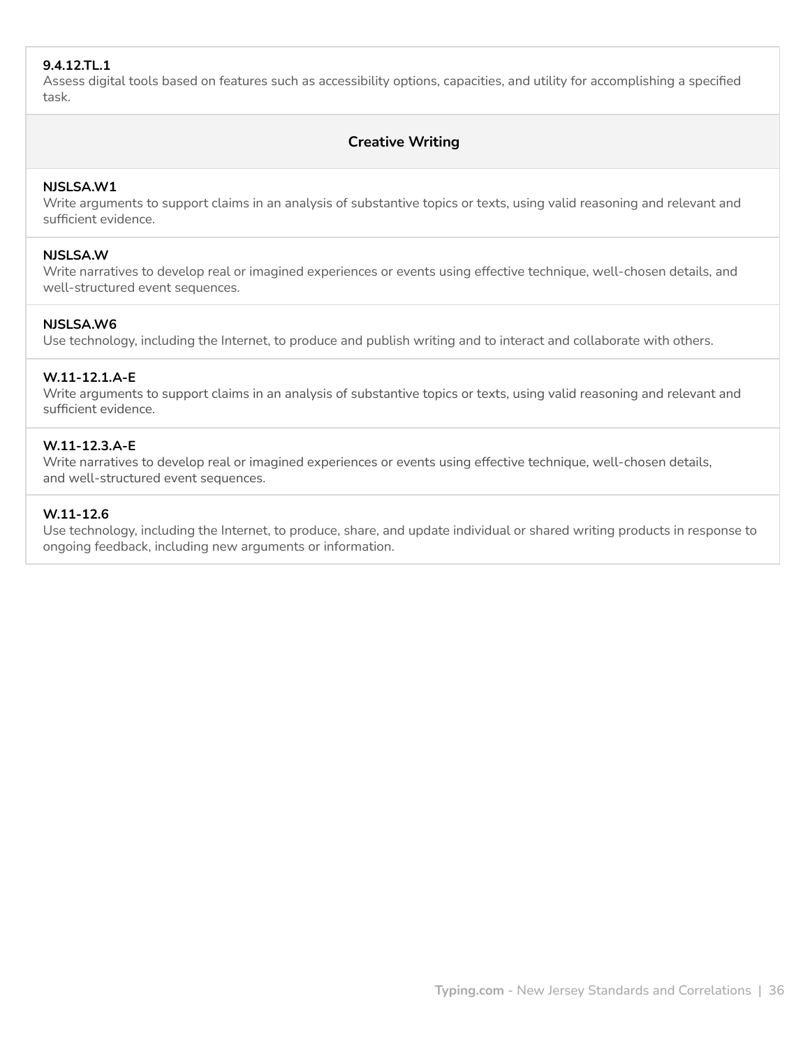**9.4.12.TL.1**
Assess digital tools based on features such as accessibility options, capacities, and utility for accomplishing a specified task.

### Creative Writing

**NJSLSA.W1**
Write arguments to support claims in an analysis of substantive topics or texts, using valid reasoning and relevant and sufficient evidence.

**NJSLSA.W**
Write narratives to develop real or imagined experiences or events using effective technique, well-chosen details, and well-structured event sequences.

**NJSLSA.W6**
Use technology, including the Internet, to produce and publish writing and to interact and collaborate with others.

**W.11-12.1.A-E**
Write arguments to support claims in an analysis of substantive topics or texts, using valid reasoning and relevant and sufficient evidence.

**W.11-12.3.A-E**
Write narratives to develop real or imagined experiences or events using effective technique, well-chosen details, and well-structured event sequences.

**W.11-12.6**
Use technology, including the Internet, to produce, share, and update individual or shared writing products in response to ongoing feedback, including new arguments or information.